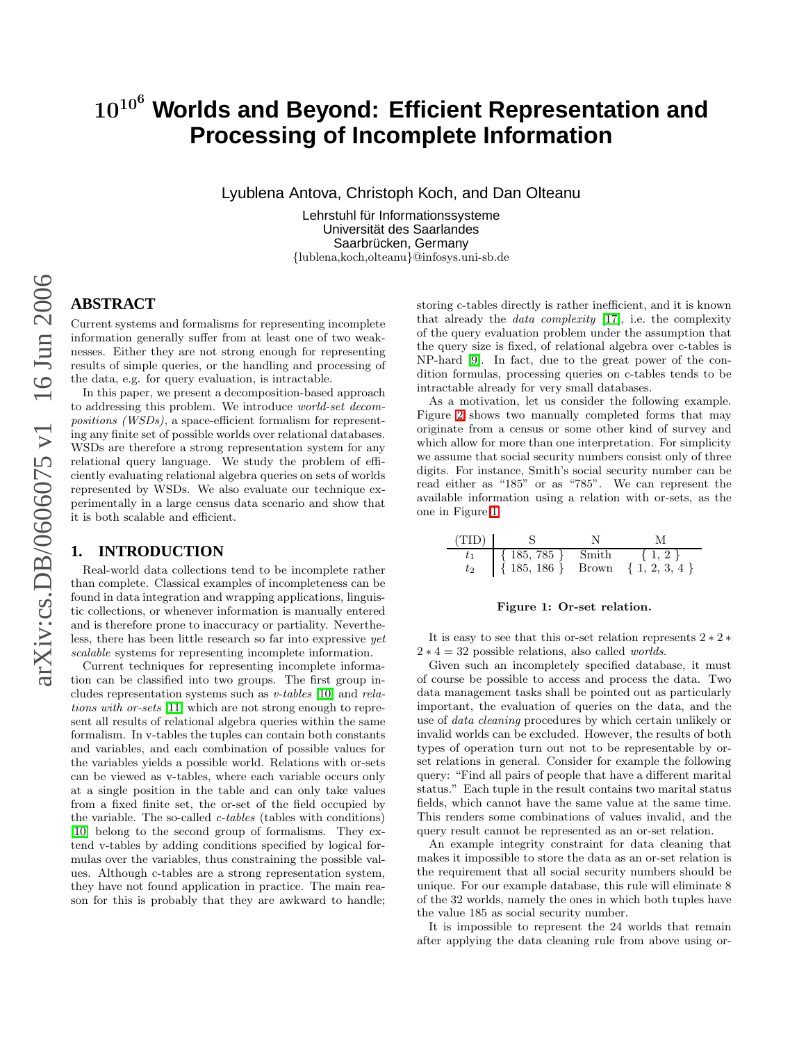# $10^{10^6}$ Worlds and Beyond: Efficient Representation and Processing of Incomplete Information

Lyublena Antova, Christoph Koch, and Dan Olteanu

Lehrstuhl für Informationssysteme
Universität des Saarlandes
Saarbrücken, Germany
{lublena,koch,olteanu}@infosys.uni-sb.de

## ABSTRACT

Current systems and formalisms for representing incomplete information generally suffer from at least one of two weaknesses. Either they are not strong enough for representing results of simple queries, or the handling and processing of the data, e.g. for query evaluation, is intractable.

In this paper, we present a decomposition-based approach to addressing this problem. We introduce *world-set decompositions (WSDs)*, a space-efficient formalism for representing any finite set of possible worlds over relational databases. WSDs are therefore a strong representation system for any relational query language. We study the problem of efficiently evaluating relational algebra queries on sets of worlds represented by WSDs. We also evaluate our technique experimentally in a large census data scenario and show that it is both scalable and efficient.

## 1. INTRODUCTION

Real-world data collections tend to be incomplete rather than complete. Classical examples of incompleteness can be found in data integration and wrapping applications, linguistic collections, or whenever information is manually entered and is therefore prone to inaccuracy or partiality. Nevertheless, there has been little research so far into expressive *yet scalable* systems for representing incomplete information.

Current techniques for representing incomplete information can be classified into two groups. The first group includes representation systems such as *v-tables* [10] and *relations with or-sets* [11] which are not strong enough to represent all results of relational algebra queries within the same formalism. In v-tables the tuples can contain both constants and variables, and each combination of possible values for the variables yields a possible world. Relations with or-sets can be viewed as v-tables, where each variable occurs only at a single position in the table and can only take values from a fixed finite set, the or-set of the field occupied by the variable. The so-called *c-tables* (tables with conditions) [10] belong to the second group of formalisms. They extend v-tables by adding conditions specified by logical formulas over the variables, thus constraining the possible values. Although c-tables are a strong representation system, they have not found application in practice. The main reason for this is probably that they are awkward to handle; storing c-tables directly is rather inefficient, and it is known that already the *data complexity* [17], i.e. the complexity of the query evaluation problem under the assumption that the query size is fixed, of relational algebra over c-tables is NP-hard [9]. In fact, due to the great power of the condition formulas, processing queries on c-tables tends to be intractable already for very small databases.

As a motivation, let us consider the following example. Figure 2 shows two manually completed forms that may originate from a census or some other kind of survey and which allow for more than one interpretation. For simplicity we assume that social security numbers consist only of three digits. For instance, Smith's social security number can be read either as "185" or as "785". We can represent the available information using a relation with or-sets, as the one in Figure 1.

| (TID) | S | N | M |
|---|---|---|---|
| $t_1$ | { 185, 785 } | Smith | { 1, 2 } |
| $t_2$ | { 185, 186 } | Brown | { 1, 2, 3, 4 } |

**Figure 1: Or-set relation.**

It is easy to see that this or-set relation represents $2 * 2 * 2 * 4 = 32$ possible relations, also called *worlds*.

Given such an incompletely specified database, it must of course be possible to access and process the data. Two data management tasks shall be pointed out as particularly important, the evaluation of queries on the data, and the use of *data cleaning* procedures by which certain unlikely or invalid worlds can be excluded. However, the results of both types of operation turn out not to be representable by or-set relations in general. Consider for example the following query: "Find all pairs of people that have a different marital status." Each tuple in the result contains two marital status fields, which cannot have the same value at the same time. This renders some combinations of values invalid, and the query result cannot be represented as an or-set relation.

An example integrity constraint for data cleaning that makes it impossible to store the data as an or-set relation is the requirement that all social security numbers should be unique. For our example database, this rule will eliminate 8 of the 32 worlds, namely the ones in which both tuples have the value 185 as social security number.

It is impossible to represent the 24 worlds that remain after applying the data cleaning rule from above using or-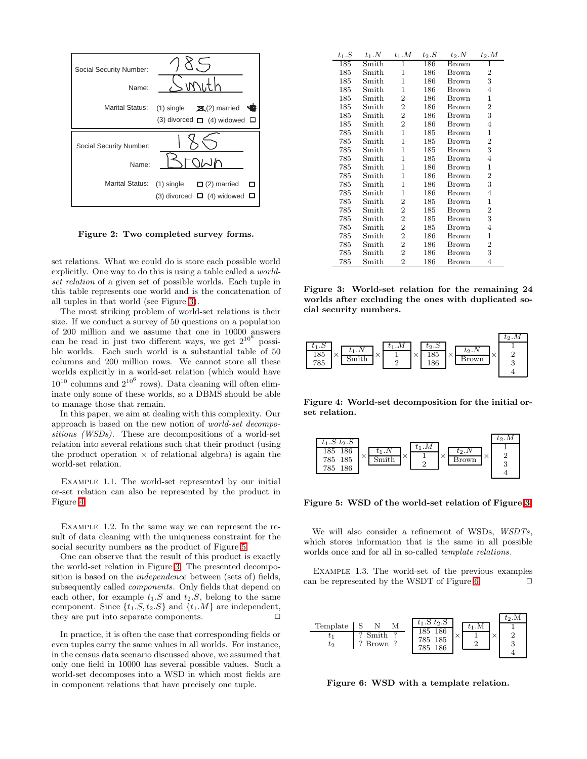Social Security Number: 185
Name: Smith
Marital Status: (1) single ☒ (2) married ☒ (3) divorced ☐ (4) widowed ☐

Social Security Number: 185
Name: Brown
Marital Status: (1) single ☐ (2) married ☐ (3) divorced ☐ (4) widowed ☐

**Figure 2: Two completed survey forms.**

set relations. What we could do is store each possible world explicitly. One way to do this is using a table called a *world-set relation* of a given set of possible worlds. Each tuple in this table represents one world and is the concatenation of all tuples in that world (see Figure 3).

The most striking problem of world-set relations is their size. If we conduct a survey of 50 questions on a population of 200 million and we assume that one in 10000 answers can be read in just two different ways, we get $2^{10^6}$ possible worlds. Each such world is a substantial table of 50 columns and 200 million rows. We cannot store all these worlds explicitly in a world-set relation (which would have $10^{10}$ columns and $2^{10^6}$ rows). Data cleaning will often eliminate only some of these worlds, so a DBMS should be able to manage those that remain.

In this paper, we aim at dealing with this complexity. Our approach is based on the new notion of *world-set decompositions (WSDs)*. These are decompositions of a world-set relation into several relations such that their product (using the product operation × of relational algebra) is again the world-set relation.

Example 1.1. The world-set represented by our initial or-set relation can also be represented by the product in Figure 4.

Example 1.2. In the same way we can represent the result of data cleaning with the uniqueness constraint for the social security numbers as the product of Figure 5.

One can observe that the result of this product is exactly the world-set relation in Figure 3. The presented decomposition is based on the *independence* between (sets of) fields, subsequently called *components*. Only fields that depend on each other, for example $t_1.S$ and $t_2.S$, belong to the same component. Since $\{t_1.S, t_2.S\}$ and $\{t_1.M\}$ are independent, they are put into separate components. □

In practice, it is often the case that corresponding fields or even tuples carry the same values in all worlds. For instance, in the census data scenario discussed above, we assumed that only one field in 10000 has several possible values. Such a world-set decomposes into a WSD in which most fields are in component relations that have precisely one tuple.

| $t_1.S$ | $t_1.N$ | $t_1.M$ | $t_2.S$ | $t_2.N$ | $t_2.M$ |
|---|---|---|---|---|---|
| 185 | Smith | 1 | 186 | Brown | 1 |
| 185 | Smith | 1 | 186 | Brown | 2 |
| 185 | Smith | 1 | 186 | Brown | 3 |
| 185 | Smith | 1 | 186 | Brown | 4 |
| 185 | Smith | 2 | 186 | Brown | 1 |
| 185 | Smith | 2 | 186 | Brown | 2 |
| 185 | Smith | 2 | 186 | Brown | 3 |
| 185 | Smith | 2 | 186 | Brown | 4 |
| 785 | Smith | 1 | 185 | Brown | 1 |
| 785 | Smith | 1 | 185 | Brown | 2 |
| 785 | Smith | 1 | 185 | Brown | 3 |
| 785 | Smith | 1 | 185 | Brown | 4 |
| 785 | Smith | 1 | 186 | Brown | 1 |
| 785 | Smith | 1 | 186 | Brown | 2 |
| 785 | Smith | 1 | 186 | Brown | 3 |
| 785 | Smith | 1 | 186 | Brown | 4 |
| 785 | Smith | 2 | 185 | Brown | 1 |
| 785 | Smith | 2 | 185 | Brown | 2 |
| 785 | Smith | 2 | 185 | Brown | 3 |
| 785 | Smith | 2 | 185 | Brown | 4 |
| 785 | Smith | 2 | 186 | Brown | 1 |
| 785 | Smith | 2 | 186 | Brown | 2 |
| 785 | Smith | 2 | 186 | Brown | 3 |
| 785 | Smith | 2 | 186 | Brown | 4 |

**Figure 3: World-set relation for the remaining 24 worlds after excluding the ones with duplicated social security numbers.**

| $t_1.S$ |
|---|
| 185 |
| 785 |

×

| $t_1.N$ |
|---|
| Smith |

×

| $t_1.M$ |
|---|
| 1 |
| 2 |

×

| $t_2.S$ |
|---|
| 185 |
| 186 |

×

| $t_2.N$ |
|---|
| Brown |

×

| $t_2.M$ |
|---|
| 1 |
| 2 |
| 3 |
| 4 |

**Figure 4: World-set decomposition for the initial or-set relation.**

| $t_1.S$ | $t_2.S$ |
|---|---|
| 185 | 186 |
| 785 | 185 |
| 785 | 186 |

×

| $t_1.N$ |
|---|
| Smith |

×

| $t_1.M$ |
|---|
| 1 |
| 2 |

×

| $t_2.N$ |
|---|
| Brown |

×

| $t_2.M$ |
|---|
| 1 |
| 2 |
| 3 |
| 4 |

**Figure 5: WSD of the world-set relation of Figure 3.**

We will also consider a refinement of WSDs, *WSDTs*, which stores information that is the same in all possible worlds once and for all in so-called *template relations*.

Example 1.3. The world-set of the previous examples can be represented by the WSDT of Figure 6. □

| Template | S | N | M |
|---|---|---|---|
| $t_1$ | ? | Smith | ? |
| $t_2$ | ? | Brown | ? |

| $t_1.S$ | $t_2.S$ |
|---|---|
| 185 | 186 |
| 785 | 185 |
| 785 | 186 |

×

| $t_1.M$ |
|---|
| 1 |
| 2 |

×

| $t_2.M$ |
|---|
| 1 |
| 2 |
| 3 |
| 4 |

**Figure 6: WSD with a template relation.**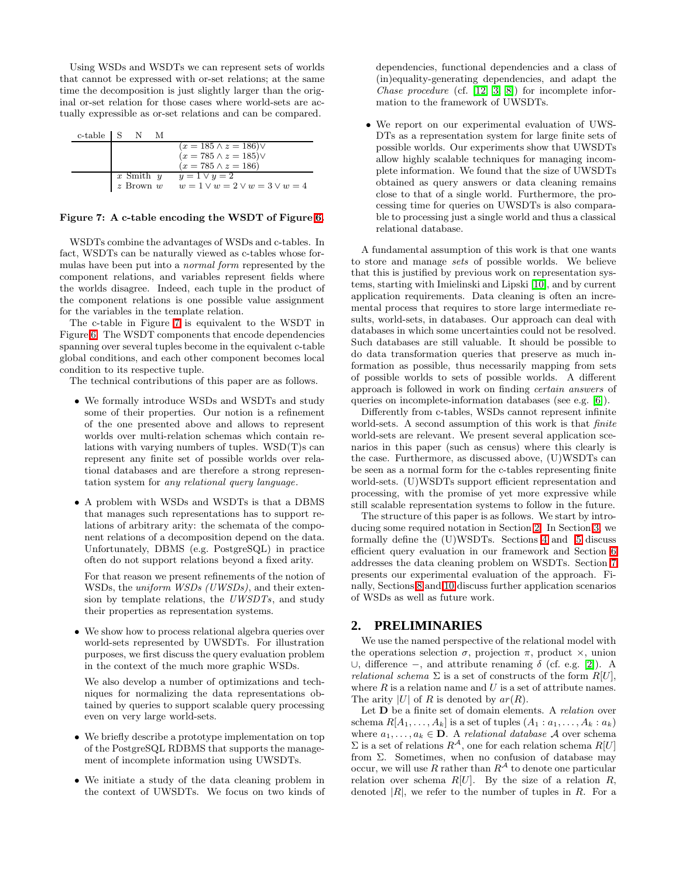Using WSDs and WSDTs we can represent sets of worlds that cannot be expressed with or-set relations; at the same time the decomposition is just slightly larger than the original or-set relation for those cases where world-sets are actually expressible as or-set relations and can be compared.

| c-table | S | N | M | |
|---|---|---|---|---|
| | | | | $(x = 185 \wedge z = 186) \vee$ $(x = 785 \wedge z = 185) \vee$ $(x = 785 \wedge z = 186)$ |
| | $x$ | Smith | $y$ | $y = 1 \vee y = 2$ |
| | $z$ | Brown | $w$ | $w = 1 \vee w = 2 \vee w = 3 \vee w = 4$ |

**Figure 7: A c-table encoding the WSDT of Figure 6.**

WSDTs combine the advantages of WSDs and c-tables. In fact, WSDTs can be naturally viewed as c-tables whose formulas have been put into a *normal form* represented by the component relations, and variables represent fields where the worlds disagree. Indeed, each tuple in the product of the component relations is one possible value assignment for the variables in the template relation.

The c-table in Figure 7 is equivalent to the WSDT in Figure 6. The WSDT components that encode dependencies spanning over several tuples become in the equivalent c-table global conditions, and each other component becomes local condition to its respective tuple.

The technical contributions of this paper are as follows.

- We formally introduce WSDs and WSDTs and study some of their properties. Our notion is a refinement of the one presented above and allows to represent worlds over multi-relation schemas which contain relations with varying numbers of tuples. WSD(T)s can represent any finite set of possible worlds over relational databases and are therefore a strong representation system for *any relational query language*.
- A problem with WSDs and WSDTs is that a DBMS that manages such representations has to support relations of arbitrary arity: the schemata of the component relations of a decomposition depend on the data. Unfortunately, DBMS (e.g. PostgreSQL) in practice often do not support relations beyond a fixed arity.

  For that reason we present refinements of the notion of WSDs, the *uniform WSDs (UWSDs)*, and their extension by template relations, the *UWSDTs*, and study their properties as representation systems.
- We show how to process relational algebra queries over world-sets represented by UWSDTs. For illustration purposes, we first discuss the query evaluation problem in the context of the much more graphic WSDs.

  We also develop a number of optimizations and techniques for normalizing the data representations obtained by queries to support scalable query processing even on very large world-sets.
- We briefly describe a prototype implementation on top of the PostgreSQL RDBMS that supports the management of incomplete information using UWSDTs.
- We initiate a study of the data cleaning problem in the context of UWSDTs. We focus on two kinds of dependencies, functional dependencies and a class of (in)equality-generating dependencies, and adapt the *Chase procedure* (cf. [12, 3, 8]) for incomplete information to the framework of UWSDTs.
- We report on our experimental evaluation of UWSDTs as a representation system for large finite sets of possible worlds. Our experiments show that UWSDTs allow highly scalable techniques for managing incomplete information. We found that the size of UWSDTs obtained as query answers or data cleaning remains close to that of a single world. Furthermore, the processing time for queries on UWSDTs is also comparable to processing just a single world and thus a classical relational database.

A fundamental assumption of this work is that one wants to store and manage *sets* of possible worlds. We believe that this is justified by previous work on representation systems, starting with Imielinski and Lipski [10], and by current application requirements. Data cleaning is often an incremental process that requires to store large intermediate results, world-sets, in databases. Our approach can deal with databases in which some uncertainties could not be resolved. Such databases are still valuable. It should be possible to do data transformation queries that preserve as much information as possible, thus necessarily mapping from sets of possible worlds to sets of possible worlds. A different approach is followed in work on finding *certain answers* of queries on incomplete-information databases (see e.g. [6]).

Differently from c-tables, WSDs cannot represent infinite world-sets. A second assumption of this work is that *finite* world-sets are relevant. We present several application scenarios in this paper (such as census) where this clearly is the case. Furthermore, as discussed above, (U)WSDTs can be seen as a normal form for the c-tables representing finite world-sets. (U)WSDTs support efficient representation and processing, with the promise of yet more expressive while still scalable representation systems to follow in the future.

The structure of this paper is as follows. We start by introducing some required notation in Section 2. In Section 3, we formally define the (U)WSDTs. Sections 4 and 5 discuss efficient query evaluation in our framework and Section 6 addresses the data cleaning problem on WSDTs. Section 7 presents our experimental evaluation of the approach. Finally, Sections 8 and 10 discuss further application scenarios of WSDs as well as future work.

## 2. PRELIMINARIES

We use the named perspective of the relational model with the operations selection $\sigma$, projection $\pi$, product $\times$, union $\cup$, difference $-$, and attribute renaming $\delta$ (cf. e.g. [2]). A *relational schema* $\Sigma$ is a set of constructs of the form $R[U]$, where $R$ is a relation name and $U$ is a set of attribute names. The arity $|U|$ of $R$ is denoted by $ar(R)$.

Let $\mathbf{D}$ be a finite set of domain elements. A *relation* over schema $R[A_1, \ldots, A_k]$ is a set of tuples $(A_1 : a_1, \ldots, A_k : a_k)$ where $a_1, \ldots, a_k \in \mathbf{D}$. A *relational database* $\mathcal{A}$ over schema $\Sigma$ is a set of relations $R^{\mathcal{A}}$, one for each relation schema $R[U]$ from $\Sigma$. Sometimes, when no confusion of database may occur, we will use $R$ rather than $R^{\mathcal{A}}$ to denote one particular relation over schema $R[U]$. By the size of a relation $R$, denoted $|R|$, we refer to the number of tuples in $R$. For a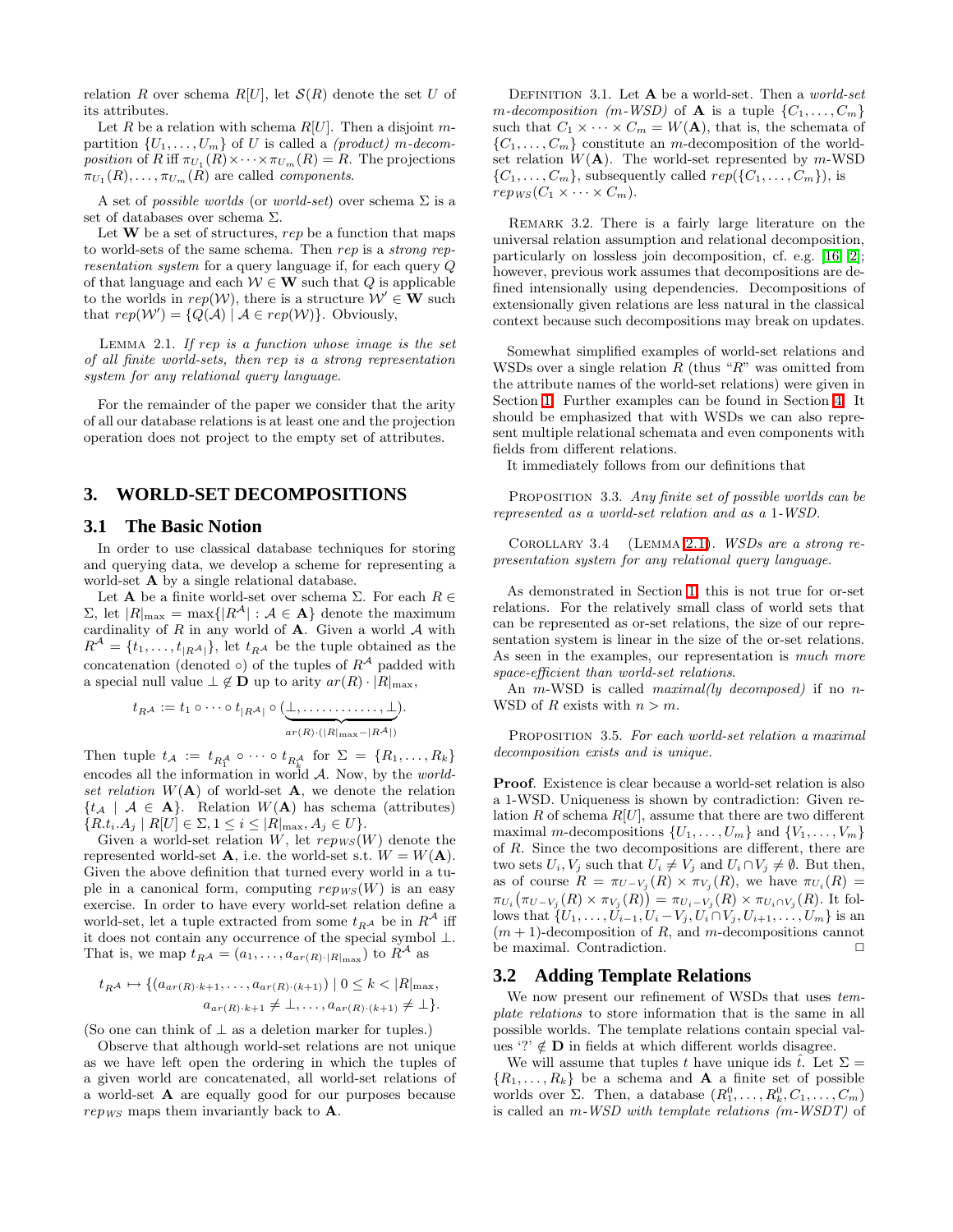relation $R$ over schema $R[U]$, let $\mathcal{S}(R)$ denote the set $U$ of its attributes.

Let $R$ be a relation with schema $R[U]$. Then a disjoint $m$-partition $\{U_1, \ldots, U_m\}$ of $U$ is called a *(product) m-decomposition* of $R$ iff $\pi_{U_1}(R) \times \cdots \times \pi_{U_m}(R) = R$. The projections $\pi_{U_1}(R), \ldots, \pi_{U_m}(R)$ are called *components*.

A set of *possible worlds* (or *world-set*) over schema $\Sigma$ is a set of databases over schema $\Sigma$.

Let $\mathbf{W}$ be a set of structures, *rep* be a function that maps to world-sets of the same schema. Then *rep* is a *strong representation system* for a query language if, for each query $Q$ of that language and each $\mathcal{W} \in \mathbf{W}$ such that $Q$ is applicable to the worlds in $rep(\mathcal{W})$, there is a structure $\mathcal{W}' \in \mathbf{W}$ such that $rep(\mathcal{W}') = \{Q(\mathcal{A}) \mid \mathcal{A} \in rep(\mathcal{W})\}$. Obviously,

LEMMA 2.1. *If rep is a function whose image is the set of all finite world-sets, then rep is a strong representation system for any relational query language.*

For the remainder of the paper we consider that the arity of all our database relations is at least one and the projection operation does not project to the empty set of attributes.

## 3. WORLD-SET DECOMPOSITIONS

### 3.1 The Basic Notion

In order to use classical database techniques for storing and querying data, we develop a scheme for representing a world-set $\mathbf{A}$ by a single relational database.

Let $\mathbf{A}$ be a finite world-set over schema $\Sigma$. For each $R \in \Sigma$, let $|R|_{\max} = \max\{|R^{\mathcal{A}}| : \mathcal{A} \in \mathbf{A}\}$ denote the maximum cardinality of $R$ in any world of $\mathbf{A}$. Given a world $\mathcal{A}$ with $R^{\mathcal{A}} = \{t_1, \ldots, t_{|R^{\mathcal{A}}|}\}$, let $t_{R^{\mathcal{A}}}$ be the tuple obtained as the concatenation (denoted $\circ$) of the tuples of $R^{\mathcal{A}}$ padded with a special null value $\perp \notin \mathbf{D}$ up to arity $ar(R) \cdot |R|_{\max}$,

$$t_{R^{\mathcal{A}}} := t_1 \circ \cdots \circ t_{|R^{\mathcal{A}}|} \circ (\underbrace{\perp, \ldots\ldots\ldots\ldots, \perp}_{ar(R)\cdot(|R|_{\max} - |R^{\mathcal{A}}|)}).$$

Then tuple $t_{\mathcal{A}} := t_{R_1^{\mathcal{A}}} \circ \cdots \circ t_{R_k^{\mathcal{A}}}$ for $\Sigma = \{R_1, \ldots, R_k\}$ encodes all the information in world $\mathcal{A}$. Now, by the *world-set relation* $W(\mathbf{A})$ of world-set $\mathbf{A}$, we denote the relation $\{t_{\mathcal{A}} \mid \mathcal{A} \in \mathbf{A}\}$. Relation $W(\mathbf{A})$ has schema (attributes) $\{R.t_i.A_j \mid R[U] \in \Sigma, 1 \leq i \leq |R|_{\max}, A_j \in U\}$.

Given a world-set relation $W$, let $rep_{WS}(W)$ denote the represented world-set $\mathbf{A}$, i.e. the world-set s.t. $W = W(\mathbf{A})$. Given the above definition that turned every world in a tuple in a canonical form, computing $rep_{WS}(W)$ is an easy exercise. In order to have every world-set relation define a world-set, let a tuple extracted from some $t_{R^{\mathcal{A}}}$ be in $R^{\mathcal{A}}$ iff it does not contain any occurrence of the special symbol $\perp$. That is, we map $t_{R^{\mathcal{A}}} = (a_1, \ldots, a_{ar(R)\cdot|R|_{\max}})$ to $R^{\mathcal{A}}$ as

$$t_{R^{\mathcal{A}}} \mapsto \{(a_{ar(R)\cdot k+1}, \ldots, a_{ar(R)\cdot(k+1)}) \mid 0 \leq k < |R|_{\max}, \\ a_{ar(R)\cdot k+1} \neq \perp, \ldots, a_{ar(R)\cdot(k+1)} \neq \perp\}.$$

(So one can think of $\perp$ as a deletion marker for tuples.)

Observe that although world-set relations are not unique as we have left open the ordering in which the tuples of a given world are concatenated, all world-set relations of a world-set $\mathbf{A}$ are equally good for our purposes because $rep_{WS}$ maps them invariantly back to $\mathbf{A}$.

DEFINITION 3.1. Let $\mathbf{A}$ be a world-set. Then a *world-set m-decomposition (m-WSD)* of $\mathbf{A}$ is a tuple $\{C_1, \ldots, C_m\}$ such that $C_1 \times \cdots \times C_m = W(\mathbf{A})$, that is, the schemata of $\{C_1, \ldots, C_m\}$ constitute an $m$-decomposition of the world-set relation $W(\mathbf{A})$. The world-set represented by $m$-WSD $\{C_1, \ldots, C_m\}$, subsequently called $rep(\{C_1, \ldots, C_m\})$, is $rep_{WS}(C_1 \times \cdots \times C_m)$.

REMARK 3.2. There is a fairly large literature on the universal relation assumption and relational decomposition, particularly on lossless join decomposition, cf. e.g. [16, 2]; however, previous work assumes that decompositions are defined intensionally using dependencies. Decompositions of extensionally given relations are less natural in the classical context because such decompositions may break on updates.

Somewhat simplified examples of world-set relations and WSDs over a single relation $R$ (thus "$R$" was omitted from the attribute names of the world-set relations) were given in Section 1. Further examples can be found in Section 4. It should be emphasized that with WSDs we can also represent multiple relational schemata and even components with fields from different relations.

It immediately follows from our definitions that

PROPOSITION 3.3. *Any finite set of possible worlds can be represented as a world-set relation and as a 1-WSD.*

COROLLARY 3.4 (LEMMA 2.1). *WSDs are a strong representation system for any relational query language.*

As demonstrated in Section 1, this is not true for or-set relations. For the relatively small class of world sets that can be represented as or-set relations, the size of our representation system is linear in the size of the or-set relations. As seen in the examples, our representation is *much more space-efficient than world-set relations*.

An $m$-WSD is called *maximal(ly decomposed)* if no $n$-WSD of $R$ exists with $n > m$.

PROPOSITION 3.5. *For each world-set relation a maximal decomposition exists and is unique.*

**Proof**. Existence is clear because a world-set relation is also a 1-WSD. Uniqueness is shown by contradiction: Given relation $R$ of schema $R[U]$, assume that there are two different maximal $m$-decompositions $\{U_1, \ldots, U_m\}$ and $\{V_1, \ldots, V_m\}$ of $R$. Since the two decompositions are different, there are two sets $U_i, V_j$ such that $U_i \neq V_j$ and $U_i \cap V_j \neq \emptyset$. But then, as of course $R = \pi_{U-V_j}(R) \times \pi_{V_j}(R)$, we have $\pi_{U_i}(R) = \pi_{U_i}(\pi_{U-V_j}(R) \times \pi_{V_j}(R)) = \pi_{U_i - V_j}(R) \times \pi_{U_i \cap V_j}(R)$. It follows that $\{U_1, \ldots, U_{i-1}, U_i - V_j, U_i \cap V_j, U_{i+1}, \ldots, U_m\}$ is an $(m+1)$-decomposition of $R$, and $m$-decompositions cannot be maximal. Contradiction. $\Box$

### 3.2 Adding Template Relations

We now present our refinement of WSDs that uses *template relations* to store information that is the same in all possible worlds. The template relations contain special values '?' $\notin \mathbf{D}$ in fields at which different worlds disagree.

We will assume that tuples $t$ have unique ids $\hat{t}$. Let $\Sigma = \{R_1, \ldots, R_k\}$ be a schema and $\mathbf{A}$ a finite set of possible worlds over $\Sigma$. Then, a database $(R_1^0, \ldots, R_k^0, C_1, \ldots, C_m)$ is called an *m-WSD with template relations (m-WSDT)* of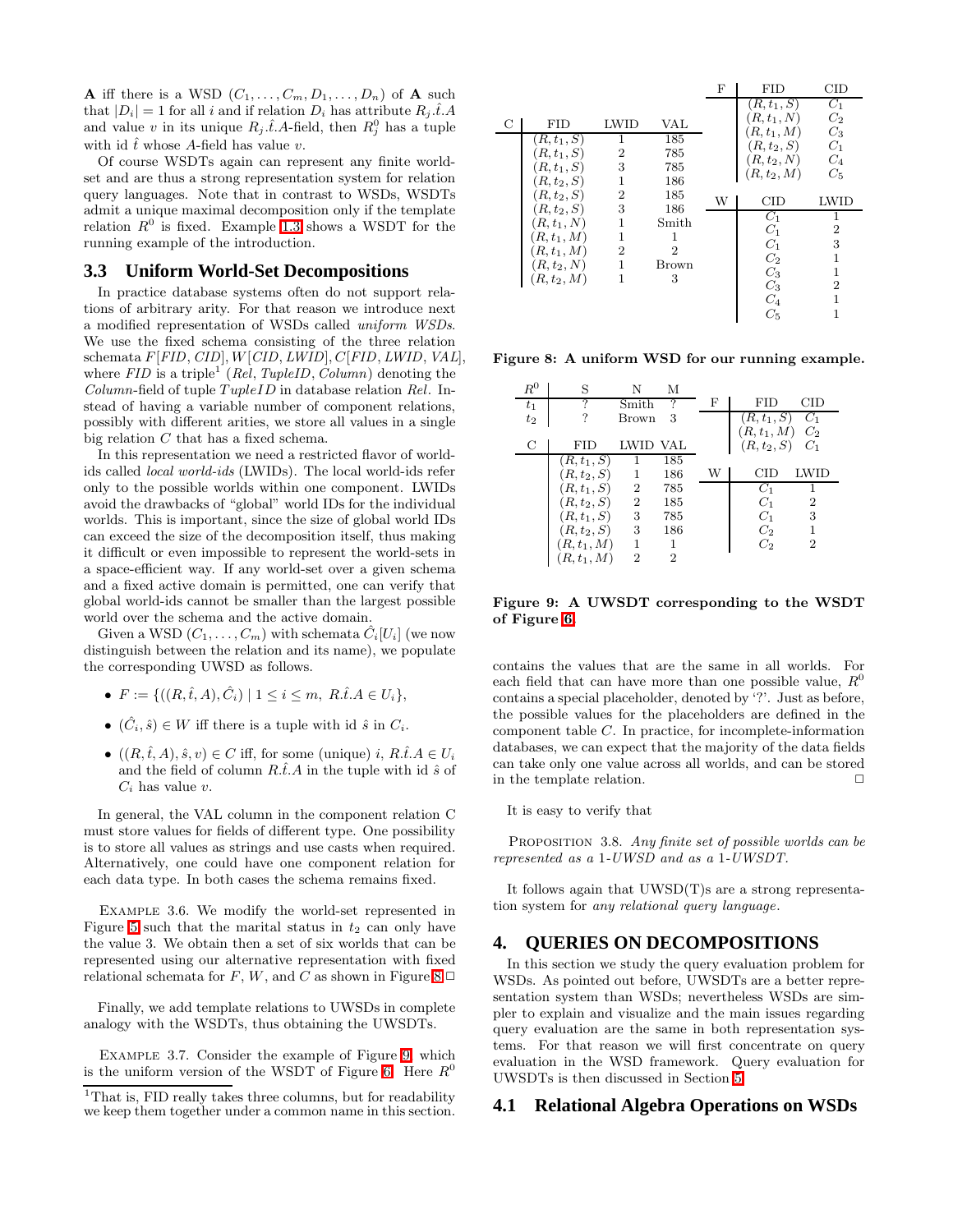**A** iff there is a WSD $(C_1, \ldots, C_m, D_1, \ldots, D_n)$ of **A** such that $|D_i| = 1$ for all $i$ and if relation $D_i$ has attribute $R_j.\hat{t}.A$ and value $v$ in its unique $R_j.\hat{t}.A$-field, then $R_j^0$ has a tuple with id $\hat{t}$ whose $A$-field has value $v$.

Of course WSDTs again can represent any finite world-set and are thus a strong representation system for relation query languages. Note that in contrast to WSDs, WSDTs admit a unique maximal decomposition only if the template relation $R^0$ is fixed. Example 1.3 shows a WSDT for the running example of the introduction.

### 3.3 Uniform World-Set Decompositions

In practice database systems often do not support relations of arbitrary arity. For that reason we introduce next a modified representation of WSDs called *uniform WSDs*. We use the fixed schema consisting of the three relation schemata $F[FID, CID], W[CID, LWID], C[FID, LWID, VAL]$, where $FID$ is a triple[1] ($Rel$, $TupleID$, $Column$) denoting the $Column$-field of tuple $TupleID$ in database relation $Rel$. Instead of having a variable number of component relations, possibly with different arities, we store all values in a single big relation $C$ that has a fixed schema.

In this representation we need a restricted flavor of world-ids called *local world-ids* (LWIDs). The local world-ids refer only to the possible worlds within one component. LWIDs avoid the drawbacks of "global" world IDs for the individual worlds. This is important, since the size of global world IDs can exceed the size of the decomposition itself, thus making it difficult or even impossible to represent the world-sets in a space-efficient way. If any world-set over a given schema and a fixed active domain is permitted, one can verify that global world-ids cannot be smaller than the largest possible world over the schema and the active domain.

Given a WSD $(C_1, \ldots, C_m)$ with schemata $\hat{C}_i[U_i]$ (we now distinguish between the relation and its name), we populate the corresponding UWSD as follows.

- $F := \{((R, \hat{t}, A), \hat{C}_i) \mid 1 \leq i \leq m,\ R.\hat{t}.A \in U_i\}$,
- $(\hat{C}_i, \hat{s}) \in W$ iff there is a tuple with id $\hat{s}$ in $C_i$.
- $((R, \hat{t}, A), \hat{s}, v) \in C$ iff, for some (unique) $i$, $R.\hat{t}.A \in U_i$ and the field of column $R.\hat{t}.A$ in the tuple with id $\hat{s}$ of $C_i$ has value $v$.

In general, the VAL column in the component relation C must store values for fields of different type. One possibility is to store all values as strings and use casts when required. Alternatively, one could have one component relation for each data type. In both cases the schema remains fixed.

Example 3.6. We modify the world-set represented in Figure 5 such that the marital status in $t_2$ can only have the value 3. We obtain then a set of six worlds that can be represented using our alternative representation with fixed relational schemata for $F$, $W$, and $C$ as shown in Figure 8. □

Finally, we add template relations to UWSDs in complete analogy with the WSDTs, thus obtaining the UWSDTs.

Example 3.7. Consider the example of Figure 9, which is the uniform version of the WSDT of Figure 6. Here $R^0$

[1]That is, FID really takes three columns, but for readability we keep them together under a common name in this section.

| C | FID | LWID | VAL |
|---|---|---|---|
| | $(R, t_1, S)$ | 1 | 185 |
| | $(R, t_1, S)$ | 2 | 785 |
| | $(R, t_1, S)$ | 3 | 785 |
| | $(R, t_2, S)$ | 1 | 186 |
| | $(R, t_2, S)$ | 2 | 185 |
| | $(R, t_2, S)$ | 3 | 186 |
| | $(R, t_1, N)$ | 1 | Smith |
| | $(R, t_1, M)$ | 1 | 1 |
| | $(R, t_1, M)$ | 2 | 2 |
| | $(R, t_2, N)$ | 1 | Brown |
| | $(R, t_2, M)$ | 1 | 3 |

| F | FID | CID |
|---|---|---|
| | $(R, t_1, S)$ | $C_1$ |
| | $(R, t_1, N)$ | $C_2$ |
| | $(R, t_1, M)$ | $C_3$ |
| | $(R, t_2, S)$ | $C_1$ |
| | $(R, t_2, N)$ | $C_4$ |
| | $(R, t_2, M)$ | $C_5$ |

| W | CID | LWID |
|---|---|---|
| | $C_1$ | 1 |
| | $C_1$ | 2 |
| | $C_1$ | 3 |
| | $C_2$ | 1 |
| | $C_3$ | 1 |
| | $C_3$ | 2 |
| | $C_4$ | 1 |
| | $C_5$ | 1 |

**Figure 8: A uniform WSD for our running example.**

| $R^0$ | S | N | M |
|---|---|---|---|
| $t_1$ | ? | Smith | ? |
| $t_2$ | ? | Brown | 3 |

| C | FID | LWID | VAL |
|---|---|---|---|
| | $(R, t_1, S)$ | 1 | 185 |
| | $(R, t_2, S)$ | 1 | 186 |
| | $(R, t_1, S)$ | 2 | 785 |
| | $(R, t_2, S)$ | 2 | 185 |
| | $(R, t_1, S)$ | 3 | 785 |
| | $(R, t_2, S)$ | 3 | 186 |
| | $(R, t_1, M)$ | 1 | 1 |
| | $(R, t_1, M)$ | 2 | 2 |

| F | FID | CID |
|---|---|---|
| | $(R, t_1, S)$ | $C_1$ |
| | $(R, t_1, M)$ | $C_2$ |
| | $(R, t_2, S)$ | $C_1$ |

| W | CID | LWID |
|---|---|---|
| | $C_1$ | 1 |
| | $C_1$ | 2 |
| | $C_1$ | 3 |
| | $C_2$ | 1 |
| | $C_2$ | 2 |

**Figure 9: A UWSDT corresponding to the WSDT of Figure 6.**

contains the values that are the same in all worlds. For each field that can have more than one possible value, $R^0$ contains a special placeholder, denoted by '?'. Just as before, the possible values for the placeholders are defined in the component table $C$. In practice, for incomplete-information databases, we can expect that the majority of the data fields can take only one value across all worlds, and can be stored in the template relation. □

It is easy to verify that

Proposition 3.8. *Any finite set of possible worlds can be represented as a 1-UWSD and as a 1-UWSDT.*

It follows again that UWSD(T)s are a strong representation system for *any relational query language*.

## 4. QUERIES ON DECOMPOSITIONS

In this section we study the query evaluation problem for WSDs. As pointed out before, UWSDTs are a better representation system than WSDs; nevertheless WSDs are simpler to explain and visualize and the main issues regarding query evaluation are the same in both representation systems. For that reason we will first concentrate on query evaluation in the WSD framework. Query evaluation for UWSDTs is then discussed in Section 5.

### 4.1 Relational Algebra Operations on WSDs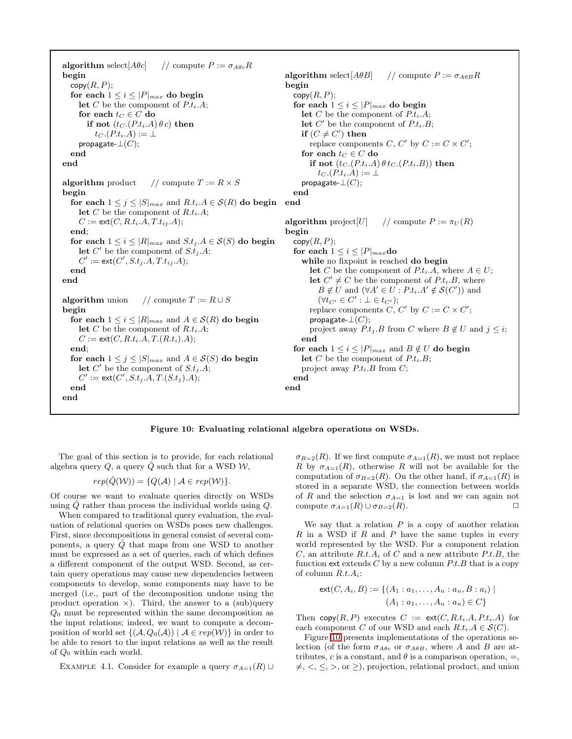```
algorithm select[Aθc]      // compute P := σ_{Aθc} R
begin
  copy(R, P);
  for each 1 ≤ i ≤ |P|_max do begin
    let C be the component of P.t_i.A;
    for each t_C ∈ C do
      if not (t_C.(P.t_i.A) θ c) then
        t_C.(P.t_i.A) := ⊥
    propagate-⊥(C);
  end
end

algorithm product      // compute T := R × S
begin
  for each 1 ≤ j ≤ |S|_max and R.t_i.A ∈ S(R) do begin
    let C be the component of R.t_i.A;
    C := ext(C, R.t_i.A, T.t_ij.A);
  end;
  for each 1 ≤ i ≤ |R|_max and S.t_j.A ∈ S(S) do begin
    let C' be the component of S.t_j.A;
    C' := ext(C', S.t_j.A, T.t_ij.A);
  end
end

algorithm union      // compute T := R ∪ S
begin
  for each 1 ≤ i ≤ |R|_max and A ∈ S(R) do begin
    let C be the component of R.t_i.A;
    C := ext(C, R.t_i.A, T.(R.t_i).A);
  end;
  for each 1 ≤ j ≤ |S|_max and A ∈ S(S) do begin
    let C' be the component of S.t_j.A;
    C' := ext(C', S.t_j.A, T.(S.t_j).A);
  end
end

algorithm select[AθB]      // compute P := σ_{AθB} R
begin
  copy(R, P);
  for each 1 ≤ i ≤ |P|_max do begin
    let C be the component of P.t_i.A;
    let C' be the component of P.t_i.B;
    if (C ≠ C') then
      replace components C, C' by C := C × C';
    for each t_C ∈ C do
      if not (t_C.(P.t_i.A) θ t_C.(P.t_i.B)) then
        t_C.(P.t_i.A) := ⊥
    propagate-⊥(C);
  end
end

algorithm project[U]      // compute P := π_U(R)
begin
  copy(R, P);
  for each 1 ≤ i ≤ |P|_max do
    while no fixpoint is reached do begin
      let C be the component of P.t_i.A, where A ∈ U;
      let C' ≠ C be the component of P.t_i.B, where
        B ∉ U and (∀A' ∈ U : P.t_i.A' ∉ S(C')) and
        (∀t_C' ∈ C' : ⊥ ∈ t_C');
      replace components C, C' by C := C × C';
      propagate-⊥(C);
      project away P.t_j.B from C where B ∉ U and j ≤ i;
    end
  for each 1 ≤ i ≤ |P|_max and B ∉ U do begin
    let C be the component of P.t_i.B;
    project away P.t_i.B from C;
  end
end
```

**Figure 10: Evaluating relational algebra operations on WSDs.**

The goal of this section is to provide, for each relational algebra query $Q$, a query $\hat{Q}$ such that for a WSD $\mathcal{W}$,

$$rep(\hat{Q}(\mathcal{W})) = \{Q(\mathcal{A}) \mid \mathcal{A} \in rep(\mathcal{W})\}.$$

Of course we want to evaluate queries directly on WSDs using $\hat{Q}$ rather than process the individual worlds using $Q$.

When compared to traditional query evaluation, the evaluation of relational queries on WSDs poses new challenges. First, since decompositions in general consist of several components, a query $\hat{Q}$ that maps from one WSD to another must be expressed as a set of queries, each of which defines a different component of the output WSD. Second, as certain query operations may cause new dependencies between components to develop, some components may have to be merged (i.e., part of the decomposition undone using the product operation $\times$). Third, the answer to a (sub)query $Q_0$ must be represented within the same decomposition as the input relations; indeed, we want to compute a decomposition of world set $\{(\mathcal{A}, Q_0(\mathcal{A})) \mid \mathcal{A} \in rep(\mathcal{W})\}$ in order to be able to resort to the input relations as well as the result of $Q_0$ within each world.

Example 4.1. Consider for example a query $\sigma_{A=1}(R) \cup \sigma_{B=2}(R)$. If we first compute $\sigma_{A=1}(R)$, we must not replace $R$ by $\sigma_{A=1}(R)$, otherwise $R$ will not be available for the computation of $\sigma_{B=2}(R)$. On the other hand, if $\sigma_{A=1}(R)$ is stored in a separate WSD, the connection between worlds of $R$ and the selection $\sigma_{A=1}$ is lost and we can again not compute $\sigma_{A=1}(R) \cup \sigma_{B=2}(R)$. □

We say that a relation $P$ is a copy of another relation $R$ in a WSD if $R$ and $P$ have the same tuples in every world represented by the WSD. For a component relation $C$, an attribute $R.t.A_i$ of $C$ and a new attribute $P.t.B$, the function ext extends $C$ by a new column $P.t.B$ that is a copy of column $R.t.A_i$:

$$\mathsf{ext}(C, A_i, B) := \{(A_1 : a_1, \dots, A_n : a_n, B : a_i) \mid (A_1 : a_1, \dots, A_n : a_n) \in C\}$$

Then $\mathsf{copy}(R, P)$ executes $C := \mathsf{ext}(C, R.t_i.A, P.t_i.A)$ for each component $C$ of our WSD and each $R.t_i.A \in \mathcal{S}(C)$.

Figure 10 presents implementations of the operations selection (of the form $\sigma_{A\theta c}$ or $\sigma_{A\theta B}$, where $A$ and $B$ are attributes, $c$ is a constant, and $\theta$ is a comparison operation, $=$, $\neq$, $<$, $\leq$, $>$, or $\geq$), projection, relational product, and union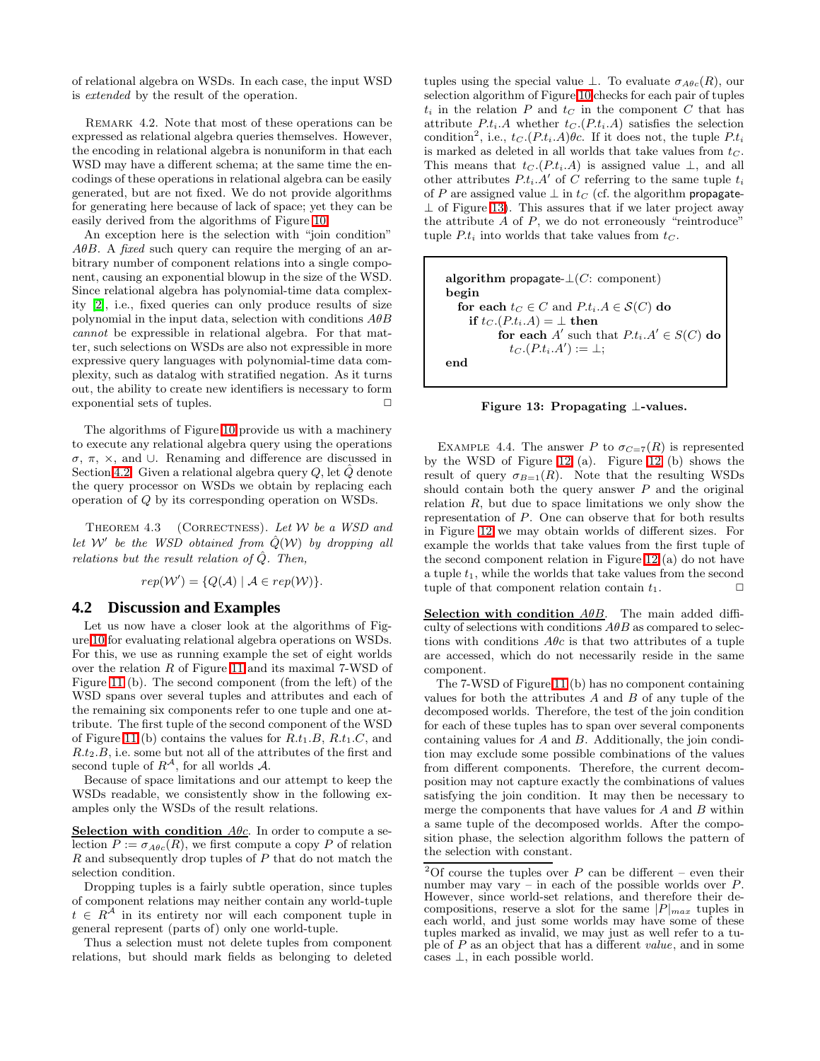of relational algebra on WSDs. In each case, the input WSD is *extended* by the result of the operation.

Remark 4.2. Note that most of these operations can be expressed as relational algebra queries themselves. However, the encoding in relational algebra is nonuniform in that each WSD may have a different schema; at the same time the encodings of these operations in relational algebra can be easily generated, but are not fixed. We do not provide algorithms for generating here because of lack of space; yet they can be easily derived from the algorithms of Figure 10.

An exception here is the selection with "join condition" $A\theta B$. A *fixed* such query can require the merging of an arbitrary number of component relations into a single component, causing an exponential blowup in the size of the WSD. Since relational algebra has polynomial-time data complexity [2], i.e., fixed queries can only produce results of size polynomial in the input data, selection with conditions $A\theta B$ *cannot* be expressible in relational algebra. For that matter, such selections on WSDs are also not expressible in more expressive query languages with polynomial-time data complexity, such as datalog with stratified negation. As it turns out, the ability to create new identifiers is necessary to form exponential sets of tuples. □

The algorithms of Figure 10 provide us with a machinery to execute any relational algebra query using the operations $\sigma$, $\pi$, $\times$, and $\cup$. Renaming and difference are discussed in Section 4.2. Given a relational algebra query $Q$, let $\hat{Q}$ denote the query processor on WSDs we obtain by replacing each operation of $Q$ by its corresponding operation on WSDs.

Theorem 4.3 (Correctness). *Let $\mathcal{W}$ be a WSD and let $\mathcal{W}'$ be the WSD obtained from $\hat{Q}(\mathcal{W})$ by dropping all relations but the result relation of $\hat{Q}$. Then,*

$$rep(\mathcal{W}') = \{Q(\mathcal{A}) \mid \mathcal{A} \in rep(\mathcal{W})\}.$$

## 4.2 Discussion and Examples

Let us now have a closer look at the algorithms of Figure 10 for evaluating relational algebra operations on WSDs. For this, we use as running example the set of eight worlds over the relation $R$ of Figure 11 and its maximal 7-WSD of Figure 11 (b). The second component (from the left) of the WSD spans over several tuples and attributes and each of the remaining six components refer to one tuple and one attribute. The first tuple of the second component of the WSD of Figure 11 (b) contains the values for $R.t_1.B$, $R.t_1.C$, and $R.t_2.B$, i.e. some but not all of the attributes of the first and second tuple of $R^{\mathcal{A}}$, for all worlds $\mathcal{A}$.

Because of space limitations and our attempt to keep the WSDs readable, we consistently show in the following examples only the WSDs of the result relations.

**Selection with condition $A\theta c$.** In order to compute a selection $P := \sigma_{A\theta c}(R)$, we first compute a copy $P$ of relation $R$ and subsequently drop tuples of $P$ that do not match the selection condition.

Dropping tuples is a fairly subtle operation, since tuples of component relations may neither contain any world-tuple $t \in R^{\mathcal{A}}$ in its entirety nor will each component tuple in general represent (parts of) only one world-tuple.

Thus a selection must not delete tuples from component relations, but should mark fields as belonging to deleted tuples using the special value $\perp$. To evaluate $\sigma_{A\theta c}(R)$, our selection algorithm of Figure 10 checks for each pair of tuples $t_i$ in the relation $P$ and $t_C$ in the component $C$ that has attribute $P.t_i.A$ whether $t_C.(P.t_i.A)$ satisfies the selection condition[2], i.e., $t_C.(P.t_i.A)\theta c$. If it does not, the tuple $P.t_i$ is marked as deleted in all worlds that take values from $t_C$. This means that $t_C.(P.t_i.A)$ is assigned value $\perp$, and all other attributes $P.t_i.A'$ of $C$ referring to the same tuple $t_i$ of $P$ are assigned value $\perp$ in $t_C$ (cf. the algorithm propagate-$\perp$ of Figure 13). This assures that if we later project away the attribute $A$ of $P$, we do not erroneously "reintroduce" tuple $P.t_i$ into worlds that take values from $t_C$.

```
algorithm propagate-⊥(C: component)
begin
  for each t_C ∈ C and P.t_i.A ∈ S(C) do
    if t_C.(P.t_i.A) = ⊥ then
      for each A' such that P.t_i.A' ∈ S(C) do
        t_C.(P.t_i.A') := ⊥;
end
```

**Figure 13: Propagating ⊥-values.**

Example 4.4. The answer $P$ to $\sigma_{C=7}(R)$ is represented by the WSD of Figure 12 (a). Figure 12 (b) shows the result of query $\sigma_{B=1}(R)$. Note that the resulting WSDs should contain both the query answer $P$ and the original relation $R$, but due to space limitations we only show the representation of $P$. One can observe that for both results in Figure 12 we may obtain worlds of different sizes. For example the worlds that take values from the first tuple of the second component relation in Figure 12 (a) do not have a tuple $t_1$, while the worlds that take values from the second tuple of that component relation contain $t_1$. □

**Selection with condition $A\theta B$.** The main added difficulty of selections with conditions $A\theta B$ as compared to selections with conditions $A\theta c$ is that two attributes of a tuple are accessed, which do not necessarily reside in the same component.

The 7-WSD of Figure 11 (b) has no component containing values for both the attributes $A$ and $B$ of any tuple of the decomposed worlds. Therefore, the test of the join condition for each of these tuples has to span over several components containing values for $A$ and $B$. Additionally, the join condition may exclude some possible combinations of the values from different components. Therefore, the current decomposition may not capture exactly the combinations of values satisfying the join condition. It may then be necessary to merge the components that have values for $A$ and $B$ within a same tuple of the decomposed worlds. After the composition phase, the selection algorithm follows the pattern of the selection with constant.

[2] Of course the tuples over $P$ can be different – even their number may vary – in each of the possible worlds over $P$. However, since world-set relations, and therefore their decompositions, reserve a slot for the same $|P|_{max}$ tuples in each world, and just some worlds may have some of these tuples marked as invalid, we may just as well refer to a tuple of $P$ as an object that has a different *value*, and in some cases $\perp$, in each possible world.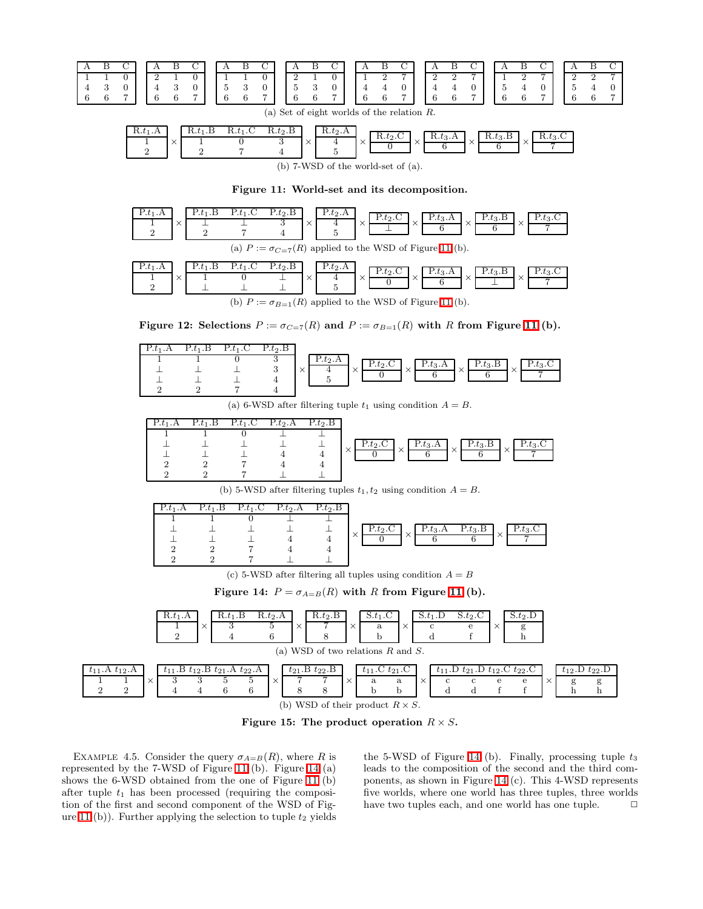| A | B | C |
|---|---|---|
| 1 | 1 | 0 |
| 4 | 3 | 0 |
| 6 | 6 | 7 |

| A | B | C |
|---|---|---|
| 2 | 1 | 0 |
| 4 | 3 | 0 |
| 6 | 6 | 7 |

| A | B | C |
|---|---|---|
| 1 | 1 | 0 |
| 5 | 3 | 0 |
| 6 | 6 | 7 |

| A | B | C |
|---|---|---|
| 2 | 1 | 0 |
| 5 | 3 | 0 |
| 6 | 6 | 7 |

| A | B | C |
|---|---|---|
| 1 | 2 | 7 |
| 4 | 4 | 0 |
| 6 | 6 | 7 |

| A | B | C |
|---|---|---|
| 2 | 2 | 7 |
| 4 | 4 | 0 |
| 6 | 6 | 7 |

| A | B | C |
|---|---|---|
| 1 | 2 | 7 |
| 5 | 4 | 0 |
| 6 | 6 | 7 |

| A | B | C |
|---|---|---|
| 2 | 2 | 7 |
| 5 | 4 | 0 |
| 6 | 6 | 7 |

(a) Set of eight worlds of the relation $R$.

| R.$t_1$.A |
|---|
| 1 |
| 2 |

×

| R.$t_1$.B | R.$t_1$.C | R.$t_2$.B |
|---|---|---|
| 1 | 0 | 3 |
| 2 | 7 | 4 |

×

| R.$t_2$.A |
|---|
| 4 |
| 5 |

×

| R.$t_2$.C |
|---|
| 0 |

×

| R.$t_3$.A |
|---|
| 6 |

×

| R.$t_3$.B |
|---|
| 6 |

×

| R.$t_3$.C |
|---|
| 7 |

(b) 7-WSD of the world-set of (a).

**Figure 11: World-set and its decomposition.**

| P.$t_1$.A |
|---|
| 1 |
| 2 |

×

| P.$t_1$.B | P.$t_1$.C | P.$t_2$.B |
|---|---|---|
| ⊥ | ⊥ | 3 |
| 2 | 7 | 4 |

×

| P.$t_2$.A |
|---|
| 4 |
| 5 |

×

| P.$t_2$.C |
|---|
| ⊥ |

×

| P.$t_3$.A |
|---|
| 6 |

×

| P.$t_3$.B |
|---|
| 6 |

×

| P.$t_3$.C |
|---|
| 7 |

(a) $P := \sigma_{C=7}(R)$ applied to the WSD of Figure 11 (b).

| P.$t_1$.A |
|---|
| 1 |
| 2 |

×

| P.$t_1$.B | P.$t_1$.C | P.$t_2$.B |
|---|---|---|
| 1 | 0 | ⊥ |
| ⊥ | ⊥ | ⊥ |

×

| P.$t_2$.A |
|---|
| 4 |
| 5 |

×

| P.$t_2$.C |
|---|
| 0 |

×

| P.$t_3$.A |
|---|
| 6 |

×

| P.$t_3$.B |
|---|
| ⊥ |

×

| P.$t_3$.C |
|---|
| 7 |

(b) $P := \sigma_{B=1}(R)$ applied to the WSD of Figure 11 (b).

**Figure 12: Selections $P := \sigma_{C=7}(R)$ and $P := \sigma_{B=1}(R)$ with $R$ from Figure 11 (b).**

| P.$t_1$.A | P.$t_1$.B | P.$t_1$.C | P.$t_2$.B |
|---|---|---|---|
| 1 | 1 | 0 | 3 |
| ⊥ | ⊥ | ⊥ | 3 |
| ⊥ | ⊥ | ⊥ | 4 |
| 2 | 2 | 7 | 4 |

×

| P.$t_2$.A |
|---|
| 4 |
| 5 |

×

| P.$t_2$.C |
|---|
| 0 |

×

| P.$t_3$.A |
|---|
| 6 |

×

| P.$t_3$.B |
|---|
| 6 |

×

| P.$t_3$.C |
|---|
| 7 |

(a) 6-WSD after filtering tuple $t_1$ using condition $A = B$.

| P.$t_1$.A | P.$t_1$.B | P.$t_1$.C | P.$t_2$.A | P.$t_2$.B |
|---|---|---|---|---|
| 1 | 1 | 0 | ⊥ | ⊥ |
| ⊥ | ⊥ | ⊥ | ⊥ | ⊥ |
| ⊥ | ⊥ | ⊥ | 4 | 4 |
| 2 | 2 | 7 | 4 | 4 |
| 2 | 2 | 7 | ⊥ | ⊥ |

×

| P.$t_2$.C |
|---|
| 0 |

×

| P.$t_3$.A |
|---|
| 6 |

×

| P.$t_3$.B |
|---|
| 6 |

×

| P.$t_3$.C |
|---|
| 7 |

(b) 5-WSD after filtering tuples $t_1, t_2$ using condition $A = B$.

| P.$t_1$.A | P.$t_1$.B | P.$t_1$.C | P.$t_2$.A | P.$t_2$.B |
|---|---|---|---|---|
| 1 | 1 | 0 | ⊥ | ⊥ |
| ⊥ | ⊥ | ⊥ | ⊥ | ⊥ |
| ⊥ | ⊥ | ⊥ | 4 | 4 |
| 2 | 2 | 7 | 4 | 4 |
| 2 | 2 | 7 | ⊥ | ⊥ |

×

| P.$t_2$.C |
|---|
| 0 |

×

| P.$t_3$.A | P.$t_3$.B |
|---|---|
| 6 | 6 |

×

| P.$t_3$.C |
|---|
| 7 |

(c) 5-WSD after filtering all tuples using condition $A = B$

**Figure 14: $P = \sigma_{A=B}(R)$ with $R$ from Figure 11 (b).**

| R.$t_1$.A |
|---|
| 1 |
| 2 |

×

| R.$t_1$.B | R.$t_2$.A |
|---|---|
| 3 | 5 |
| 4 | 6 |

×

| R.$t_2$.B |
|---|
| 7 |
| 8 |

×

| S.$t_1$.C |
|---|
| a |
| b |

×

| S.$t_1$.D | S.$t_2$.C |
|---|---|
| c | e |
| d | f |

×

| S.$t_2$.D |
|---|
| g |
| h |

(a) WSD of two relations $R$ and $S$.

| $t_{11}$.A | $t_{12}$.A |
|---|---|
| 1 | 1 |
| 2 | 2 |

×

| $t_{11}$.B | $t_{12}$.B | $t_{21}$.A | $t_{22}$.A |
|---|---|---|---|
| 3 | 3 | 5 | 5 |
| 4 | 4 | 6 | 6 |

×

| $t_{21}$.B | $t_{22}$.B |
|---|---|
| 7 | 7 |
| 8 | 8 |

×

| $t_{11}$.C | $t_{21}$.C |
|---|---|
| a | a |
| b | b |

×

| $t_{11}$.D | $t_{21}$.D | $t_{12}$.C | $t_{22}$.C |
|---|---|---|---|
| c | c | e | e |
| d | d | f | f |

×

| $t_{12}$.D | $t_{22}$.D |
|---|---|
| g | g |
| h | h |

(b) WSD of their product $R \times S$.

**Figure 15: The product operation $R \times S$.**

Example 4.5. Consider the query $\sigma_{A=B}(R)$, where $R$ is represented by the 7-WSD of Figure 11 (b). Figure 14 (a) shows the 6-WSD obtained from the one of Figure 11 (b) after tuple $t_1$ has been processed (requiring the composition of the first and second component of the WSD of Figure 11 (b)). Further applying the selection to tuple $t_2$ yields the 5-WSD of Figure 14 (b). Finally, processing tuple $t_3$ leads to the composition of the second and the third components, as shown in Figure 14 (c). This 4-WSD represents five worlds, where one world has three tuples, three worlds have two tuples each, and one world has one tuple. □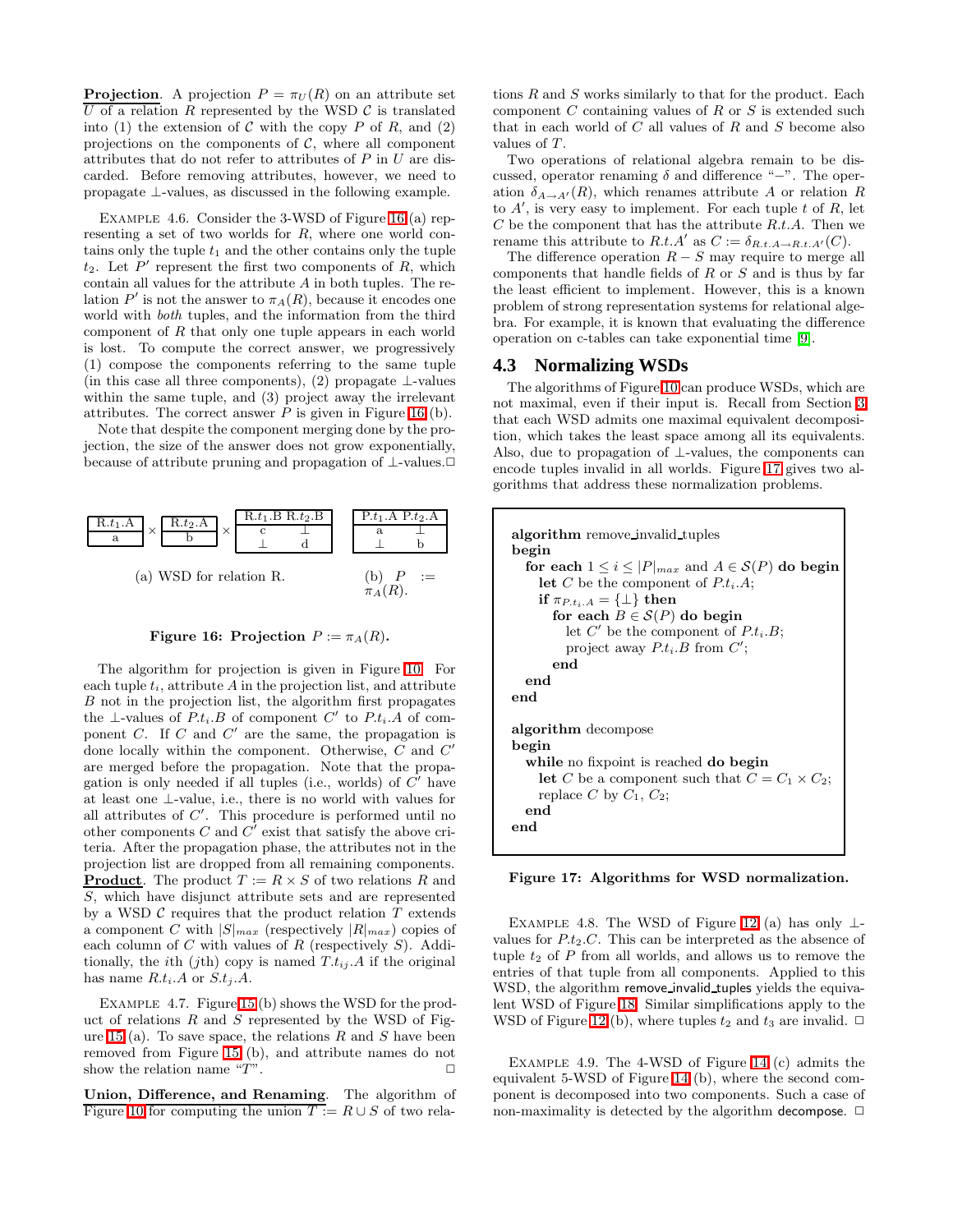**Projection**. A projection $P = \pi_U(R)$ on an attribute set $U$ of a relation $R$ represented by the WSD $\mathcal{C}$ is translated into (1) the extension of $\mathcal{C}$ with the copy $P$ of $R$, and (2) projections on the components of $\mathcal{C}$, where all component attributes that do not refer to attributes of $P$ in $U$ are discarded. Before removing attributes, however, we need to propagate $\perp$-values, as discussed in the following example.

EXAMPLE 4.6. Consider the 3-WSD of Figure 16 (a) representing a set of two worlds for $R$, where one world contains only the tuple $t_1$ and the other contains only the tuple $t_2$. Let $P'$ represent the first two components of $R$, which contain all values for the attribute $A$ in both tuples. The relation $P'$ is not the answer to $\pi_A(R)$, because it encodes one world with *both* tuples, and the information from the third component of $R$ that only one tuple appears in each world is lost. To compute the correct answer, we progressively (1) compose the components referring to the same tuple (in this case all three components), (2) propagate $\perp$-values within the same tuple, and (3) project away the irrelevant attributes. The correct answer $P$ is given in Figure 16 (b).

Note that despite the component merging done by the projection, the size of the answer does not grow exponentially, because of attribute pruning and propagation of $\perp$-values. □

| $R.t_1.A$ |
|---|
| a |

$\times$

| $R.t_2.A$ |
|---|
| b |

$\times$

| $R.t_1.B$ | $R.t_2.B$ |
|---|---|
| c | $\perp$ |
| $\perp$ | d |

(a) WSD for relation R.

| $P.t_1.A$ | $P.t_2.A$ |
|---|---|
| a | $\perp$ |
| $\perp$ | b |

(b) $P := \pi_A(R)$.

**Figure 16: Projection $P := \pi_A(R)$.**

The algorithm for projection is given in Figure 10. For each tuple $t_i$, attribute $A$ in the projection list, and attribute $B$ not in the projection list, the algorithm first propagates the $\perp$-values of $P.t_i.B$ of component $C'$ to $P.t_i.A$ of component $C$. If $C$ and $C'$ are the same, the propagation is done locally within the component. Otherwise, $C$ and $C'$ are merged before the propagation. Note that the propagation is only needed if all tuples (i.e., worlds) of $C'$ have at least one $\perp$-value, i.e., there is no world with values for all attributes of $C'$. This procedure is performed until no other components $C$ and $C'$ exist that satisfy the above criteria. After the propagation phase, the attributes not in the projection list are dropped from all remaining components.

**Product**. The product $T := R \times S$ of two relations $R$ and $S$, which have disjunct attribute sets and are represented by a WSD $\mathcal{C}$ requires that the product relation $T$ extends a component $C$ with $|S|_{max}$ (respectively $|R|_{max}$) copies of each column of $C$ with values of $R$ (respectively $S$). Additionally, the $i$th ($j$th) copy is named $T.t_{ij}.A$ if the original has name $R.t_i.A$ or $S.t_j.A$.

EXAMPLE 4.7. Figure 15 (b) shows the WSD for the product of relations $R$ and $S$ represented by the WSD of Figure 15 (a). To save space, the relations $R$ and $S$ have been removed from Figure 15 (b), and attribute names do not show the relation name "$T$". □

**Union, Difference, and Renaming**. The algorithm of Figure 10 for computing the union $T := R \cup S$ of two relations $R$ and $S$ works similarly to that for the product. Each component $C$ containing values of $R$ or $S$ is extended such that in each world of $C$ all values of $R$ and $S$ become also values of $T$.

Two operations of relational algebra remain to be discussed, operator renaming $\delta$ and difference "$-$". The operation $\delta_{A\rightarrow A'}(R)$, which renames attribute $A$ or relation $R$ to $A'$, is very easy to implement. For each tuple $t$ of $R$, let $C$ be the component that has the attribute $R.t.A$. Then we rename this attribute to $R.t.A'$ as $C := \delta_{R.t.A\rightarrow R.t.A'}(C)$.

The difference operation $R - S$ may require to merge all components that handle fields of $R$ or $S$ and is thus by far the least efficient to implement. However, this is a known problem of strong representation systems for relational algebra. For example, it is known that evaluating the difference operation on c-tables can take exponential time [9].

## 4.3 Normalizing WSDs

The algorithms of Figure 10 can produce WSDs, which are not maximal, even if their input is. Recall from Section 3 that each WSD admits one maximal equivalent decomposition, which takes the least space among all its equivalents. Also, due to propagation of $\perp$-values, the components can encode tuples invalid in all worlds. Figure 17 gives two algorithms that address these normalization problems.

```
algorithm remove_invalid_tuples
begin
  for each 1 ≤ i ≤ |P|_max and A ∈ S(P) do begin
    let C be the component of P.t_i.A;
    if π_{P.t_i.A} = {⊥} then
      for each B ∈ S(P) do begin
        let C' be the component of P.t_i.B;
        project away P.t_i.B from C';
      end
  end
end

algorithm decompose
begin
  while no fixpoint is reached do begin
    let C be a component such that C = C_1 × C_2;
    replace C by C_1, C_2;
  end
end
```

**Figure 17: Algorithms for WSD normalization.**

EXAMPLE 4.8. The WSD of Figure 12 (a) has only $\perp$-values for $P.t_2.C$. This can be interpreted as the absence of tuple $t_2$ of $P$ from all worlds, and allows us to remove the entries of that tuple from all components. Applied to this WSD, the algorithm remove_invalid_tuples yields the equivalent WSD of Figure 18. Similar simplifications apply to the WSD of Figure 12 (b), where tuples $t_2$ and $t_3$ are invalid. □

EXAMPLE 4.9. The 4-WSD of Figure 14 (c) admits the equivalent 5-WSD of Figure 14 (b), where the second component is decomposed into two components. Such a case of non-maximality is detected by the algorithm decompose. □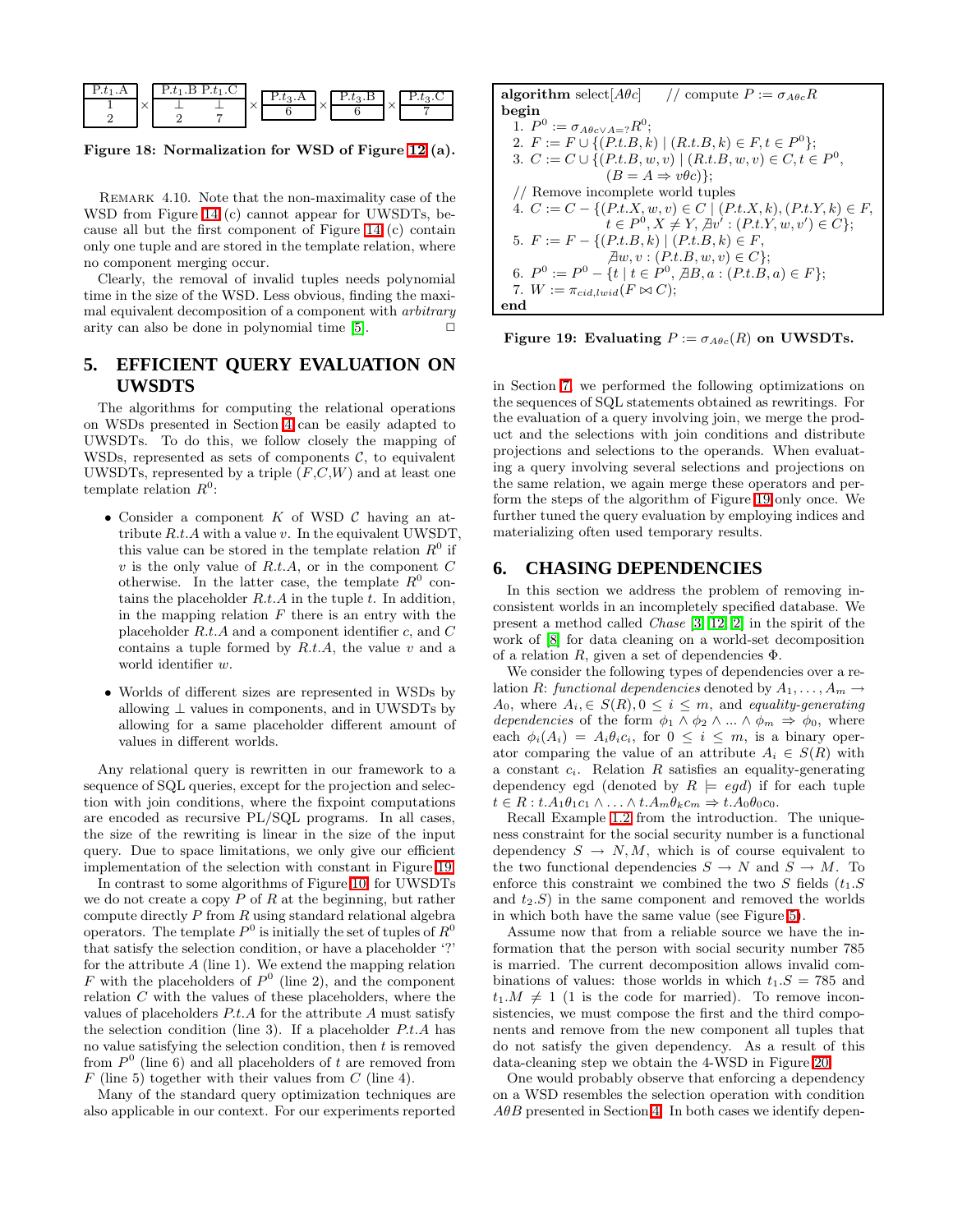| $P.t_1.A$ |
|---|
| 1 |
| 2 |

$\times$

| $P.t_1.B$ | $P.t_1.C$ |
|---|---|
| ⊥ | ⊥ |
| 2 | 7 |

$\times$

| $P.t_3.A$ |
|---|
| 6 |

$\times$

| $P.t_3.B$ |
|---|
| 6 |

$\times$

| $P.t_3.C$ |
|---|
| 7 |

**Figure 18: Normalization for WSD of Figure 12 (a).**

REMARK 4.10. Note that the non-maximality case of the WSD from Figure 14 (c) cannot appear for UWSDTs, because all but the first component of Figure 14 (c) contain only one tuple and are stored in the template relation, where no component merging occur.

Clearly, the removal of invalid tuples needs polynomial time in the size of the WSD. Less obvious, finding the maximal equivalent decomposition of a component with *arbitrary* arity can also be done in polynomial time [5]. □

## 5. EFFICIENT QUERY EVALUATION ON UWSDTS

The algorithms for computing the relational operations on WSDs presented in Section 4 can be easily adapted to UWSDTs. To do this, we follow closely the mapping of WSDs, represented as sets of components $\mathcal{C}$, to equivalent UWSDTs, represented by a triple $(F,C,W)$ and at least one template relation $R^0$:

- Consider a component $K$ of WSD $\mathcal{C}$ having an attribute $R.t.A$ with a value $v$. In the equivalent UWSDT, this value can be stored in the template relation $R^0$ if $v$ is the only value of $R.t.A$, or in the component $C$ otherwise. In the latter case, the template $R^0$ contains the placeholder $R.t.A$ in the tuple $t$. In addition, in the mapping relation $F$ there is an entry with the placeholder $R.t.A$ and a component identifier $c$, and $C$ contains a tuple formed by $R.t.A$, the value $v$ and a world identifier $w$.
- Worlds of different sizes are represented in WSDs by allowing ⊥ values in components, and in UWSDTs by allowing for a same placeholder different amount of values in different worlds.

Any relational query is rewritten in our framework to a sequence of SQL queries, except for the projection and selection with join conditions, where the fixpoint computations are encoded as recursive PL/SQL programs. In all cases, the size of the rewriting is linear in the size of the input query. Due to space limitations, we only give our efficient implementation of the selection with constant in Figure 19.

In contrast to some algorithms of Figure 10, for UWSDTs we do not create a copy $P$ of $R$ at the beginning, but rather compute directly $P$ from $R$ using standard relational algebra operators. The template $P^0$ is initially the set of tuples of $R^0$ that satisfy the selection condition, or have a placeholder '?' for the attribute $A$ (line 1). We extend the mapping relation $F$ with the placeholders of $P^0$ (line 2), and the component relation $C$ with the values of these placeholders, where the values of placeholders $P.t.A$ for the attribute $A$ must satisfy the selection condition (line 3). If a placeholder $P.t.A$ has no value satisfying the selection condition, then $t$ is removed from $P^0$ (line 6) and all placeholders of $t$ are removed from $F$ (line 5) together with their values from $C$ (line 4).

Many of the standard query optimization techniques are also applicable in our context. For our experiments reported in Section 7, we performed the following optimizations on the sequences of SQL statements obtained as rewritings. For the evaluation of a query involving join, we merge the product and the selections with join conditions and distribute projections and selections to the operands. When evaluating a query involving several selections and projections on the same relation, we again merge these operators and perform the steps of the algorithm of Figure 19 only once. We further tuned the query evaluation by employing indices and materializing often used temporary results.

**algorithm** select[$A\theta c$] // compute $P := \sigma_{A\theta c}R$
**begin**
1. $P^0 := \sigma_{A\theta c \vee A=?}R^0$;
2. $F := F \cup \{(P.t.B,k) \mid (R.t.B,k) \in F, t \in P^0\}$;
3. $C := C \cup \{(P.t.B,w,v) \mid (R.t.B,w,v) \in C, t \in P^0, (B = A \Rightarrow v\theta c)\}$;

// Remove incomplete world tuples

4. $C := C - \{(P.t.X,w,v) \in C \mid (P.t.X,k),(P.t.Y,k) \in F, t \in P^0, X \neq Y, \nexists v' : (P.t.Y,w,v') \in C\}$;
5. $F := F - \{(P.t.B,k) \mid (P.t.B,k) \in F, \nexists w,v : (P.t.B,w,v) \in C\}$;
6. $P^0 := P^0 - \{t \mid t \in P^0, \nexists B,a : (P.t.B,a) \in F\}$;
7. $W := \pi_{cid,lwid}(F \bowtie C)$;

**end**

**Figure 19: Evaluating $P := \sigma_{A\theta c}(R)$ on UWSDTs.**

## 6. CHASING DEPENDENCIES

In this section we address the problem of removing inconsistent worlds in an incompletely specified database. We present a method called *Chase* [3, 12, 2] in the spirit of the work of [8] for data cleaning on a world-set decomposition of a relation $R$, given a set of dependencies $\Phi$.

We consider the following types of dependencies over a relation $R$: *functional dependencies* denoted by $A_1,\ldots,A_m \rightarrow A_0$, where $A_i \in S(R), 0 \leq i \leq m$, and *equality-generating dependencies* of the form $\phi_1 \wedge \phi_2 \wedge \ldots \wedge \phi_m \Rightarrow \phi_0$, where each $\phi_i(A_i) = A_i\theta_i c_i$, for $0 \leq i \leq m$, is a binary operator comparing the value of an attribute $A_i \in S(R)$ with a constant $c_i$. Relation $R$ satisfies an equality-generating dependency egd (denoted by $R \models egd$) if for each tuple $t \in R : t.A_1\theta_1 c_1 \wedge \ldots \wedge t.A_m\theta_k c_m \Rightarrow t.A_0\theta_0 c_0$.

Recall Example 1.2 from the introduction. The uniqueness constraint for the social security number is a functional dependency $S \rightarrow N, M$, which is of course equivalent to the two functional dependencies $S \rightarrow N$ and $S \rightarrow M$. To enforce this constraint we combined the two $S$ fields ($t_1.S$ and $t_2.S$) in the same component and removed the worlds in which both have the same value (see Figure 5).

Assume now that from a reliable source we have the information that the person with social security number 785 is married. The current decomposition allows invalid combinations of values: those worlds in which $t_1.S = 785$ and $t_1.M \neq 1$ (1 is the code for married). To remove inconsistencies, we must compose the first and the third components and remove from the new component all tuples that do not satisfy the given dependency. As a result of this data-cleaning step we obtain the 4-WSD in Figure 20.

One would probably observe that enforcing a dependency on a WSD resembles the selection operation with condition $A\theta B$ presented in Section 4. In both cases we identify depen-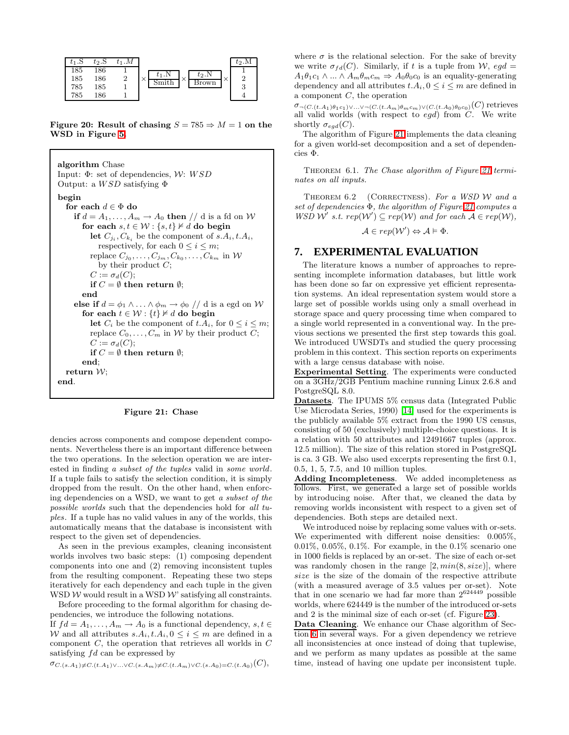| $t_1.S$ | $t_2.S$ | $t_1.M$ |
|---|---|---|
| 185 | 186 | 1 |
| 185 | 186 | 2 |
| 785 | 185 | 1 |
| 785 | 186 | 1 |

$\times$

| $t_1$.N |
|---|
| Smith |

$\times$

| $t_2$.N |
|---|
| Brown |

$\times$

| $t_2$.M |
|---|
| 1 |
| 2 |
| 3 |
| 4 |

**Figure 20: Result of chasing $S = 785 \Rightarrow M = 1$ on the WSD in Figure 5.**

```
algorithm Chase
Input: Φ: set of dependencies, W: WSD
Output: a WSD satisfying Φ
begin
  for each d ∈ Φ do
    if d = A_1, ..., A_m → A_0 then // d is a fd on W
      for each s, t ∈ W : {s, t} ⊭ d do begin
        let C_{j_i}, C_{k_i} be the component of s.A_i, t.A_i,
            respectively, for each 0 ≤ i ≤ m;
        replace C_{j_0}, ..., C_{j_m}, C_{k_0}, ..., C_{k_m} in W
            by their product C;
        C := σ_d(C);
        if C = ∅ then return ∅;
      end
    else if d = φ_1 ∧ ... ∧ φ_m → φ_0 // d is a egd on W
      for each t ∈ W : {t} ⊭ d do begin
        let C_i be the component of t.A_i, for 0 ≤ i ≤ m;
        replace C_0, ..., C_m in W by their product C;
        C := σ_d(C);
        if C = ∅ then return ∅;
      end;
  return W;
end.
```

**Figure 21: Chase**

dencies across components and compose dependent components. Nevertheless there is an important difference between the two operations. In the selection operation we are interested in finding *a subset of the tuples* valid in *some world*. If a tuple fails to satisfy the selection condition, it is simply dropped from the result. On the other hand, when enforcing dependencies on a WSD, we want to get *a subset of the possible worlds* such that the dependencies hold for *all tuples*. If a tuple has no valid values in any of the worlds, this automatically means that the database is inconsistent with respect to the given set of dependencies.

As seen in the previous examples, cleaning inconsistent worlds involves two basic steps: (1) composing dependent components into one and (2) removing inconsistent tuples from the resulting component. Repeating these two steps iteratively for each dependency and each tuple in the given WSD $\mathcal{W}$ would result in a WSD $\mathcal{W}'$ satisfying all constraints.

Before proceeding to the formal algorithm for chasing dependencies, we introduce the following notations.

If $fd = A_1, \ldots, A_m \rightarrow A_0$ is a functional dependency, $s, t \in \mathcal{W}$ and all attributes $s.A_i, t.A_i, 0 \leq i \leq m$ are defined in a component $C$, the operation that retrieves all worlds in $C$ satisfying $fd$ can be expressed by

$\sigma_{C.(s.A_1) \neq C.(t.A_1) \vee \ldots \vee C.(s.A_m) \neq C.(t.A_m) \vee C.(s.A_0) = C.(t.A_0)}(C)$,

where $\sigma$ is the relational selection. For the sake of brevity we write $\sigma_{fd}(C)$. Similarly, if $t$ is a tuple from $\mathcal{W}$, $egd = A_1\theta_1 c_1 \wedge \ldots \wedge A_m\theta_m c_m \Rightarrow A_0\theta_0 c_0$ is an equality-generating dependency and all attributes $t.A_i, 0 \leq i \leq m$ are defined in a component $C$, the operation

$\sigma_{\neg(C.(t.A_1)\theta_1 c_1) \vee \ldots \vee \neg(C.(t.A_m)\theta_m c_m) \vee (C.(t.A_0)\theta_0 c_0)}(C)$ retrieves all valid worlds (with respect to $egd$) from $C$. We write shortly $\sigma_{egd}(C)$.

The algorithm of Figure 21 implements the data cleaning for a given world-set decomposition and a set of dependencies $\Phi$.

Theorem 6.1. *The Chase algorithm of Figure 21 terminates on all inputs.*

Theorem 6.2 (Correctness). *For a WSD $\mathcal{W}$ and a set of dependencies $\Phi$, the algorithm of Figure 21 computes a WSD $\mathcal{W}'$ s.t. $rep(\mathcal{W}') \subseteq rep(\mathcal{W})$ and for each $\mathcal{A} \in rep(\mathcal{W})$,*

$$\mathcal{A} \in rep(\mathcal{W}') \Leftrightarrow \mathcal{A} \vDash \Phi.$$

## 7. EXPERIMENTAL EVALUATION

The literature knows a number of approaches to representing incomplete information databases, but little work has been done so far on expressive yet efficient representation systems. An ideal representation system would store a large set of possible worlds using only a small overhead in storage space and query processing time when compared to a single world represented in a conventional way. In the previous sections we presented the first step towards this goal. We introduced UWSDTs and studied the query processing problem in this context. This section reports on experiments with a large census database with noise.

**Experimental Setting**. The experiments were conducted on a 3GHz/2GB Pentium machine running Linux 2.6.8 and PostgreSQL 8.0.

**Datasets**. The IPUMS 5% census data (Integrated Public Use Microdata Series, 1990) [14] used for the experiments is the publicly available 5% extract from the 1990 US census, consisting of 50 (exclusively) multiple-choice questions. It is a relation with 50 attributes and 12491667 tuples (approx. 12.5 million). The size of this relation stored in PostgreSQL is ca. 3 GB. We also used excerpts representing the first 0.1, 0.5, 1, 5, 7.5, and 10 million tuples.

**Adding Incompleteness**. We added incompleteness as follows. First, we generated a large set of possible worlds by introducing noise. After that, we cleaned the data by removing worlds inconsistent with respect to a given set of dependencies. Both steps are detailed next.

We introduced noise by replacing some values with or-sets. We experimented with different noise densities: 0.005%, 0.01%, 0.05%, 0.1%. For example, in the 0.1% scenario one in 1000 fields is replaced by an or-set. The size of each or-set was randomly chosen in the range $[2, min(8, size)]$, where *size* is the size of the domain of the respective attribute (with a measured average of 3.5 values per or-set). Note that in one scenario we had far more than $2^{624449}$ possible worlds, where 624449 is the number of the introduced or-sets and 2 is the minimal size of each or-set (cf. Figure 23).

**Data Cleaning**. We enhance our Chase algorithm of Section 6 in several ways. For a given dependency we retrieve all inconsistencies at once instead of doing that tuplewise, and we perform as many updates as possible at the same time, instead of having one update per inconsistent tuple.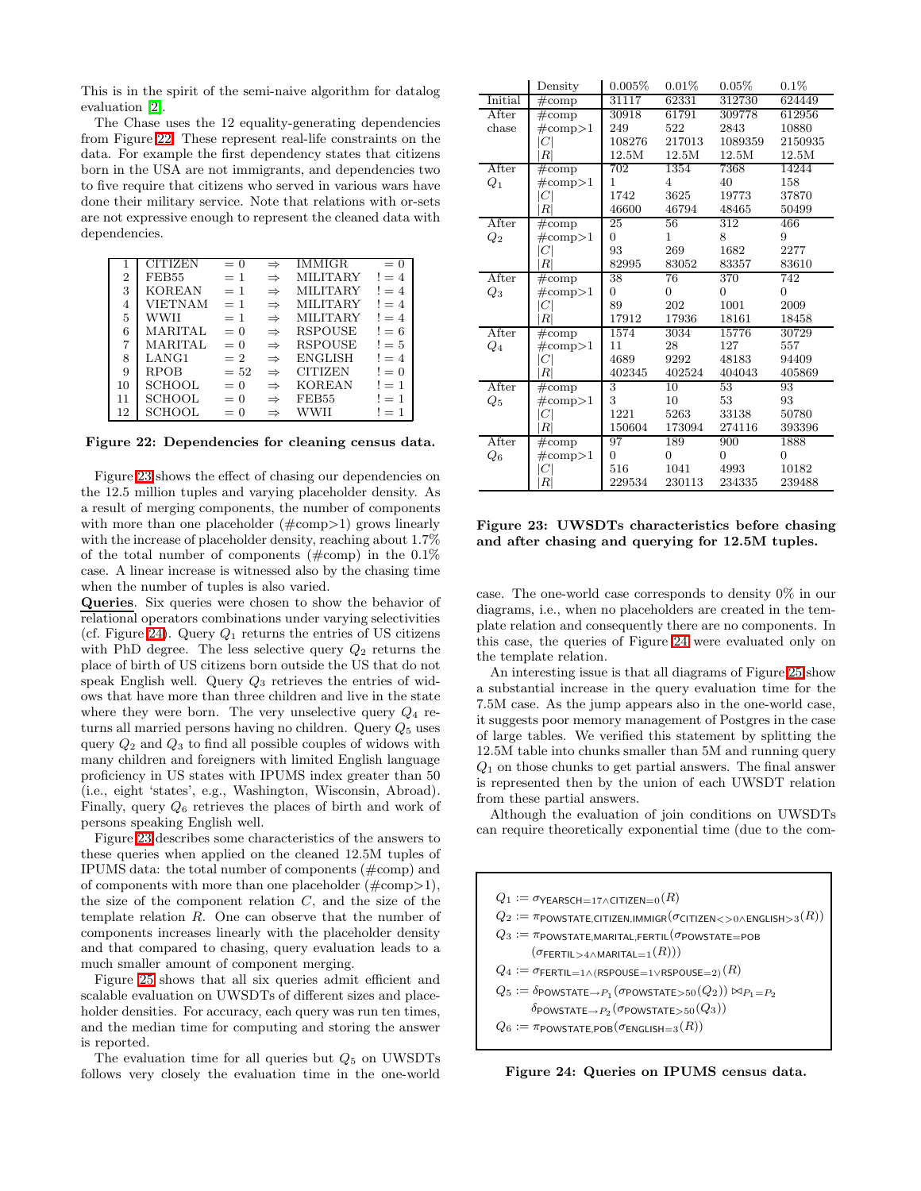This is in the spirit of the semi-naive algorithm for datalog evaluation [2].

The Chase uses the 12 equality-generating dependencies from Figure 22. These represent real-life constraints on the data. For example the first dependency states that citizens born in the USA are not immigrants, and dependencies two to five require that citizens who served in various wars have done their military service. Note that relations with or-sets are not expressive enough to represent the cleaned data with dependencies.

| | | | | | |
|---|---|---|---|---|---|
| 1 | CITIZEN | = 0 | ⇒ | IMMIGR | = 0 |
| 2 | FEB55 | = 1 | ⇒ | MILITARY | != 4 |
| 3 | KOREAN | = 1 | ⇒ | MILITARY | != 4 |
| 4 | VIETNAM | = 1 | ⇒ | MILITARY | != 4 |
| 5 | WWII | = 1 | ⇒ | MILITARY | != 4 |
| 6 | MARITAL | = 0 | ⇒ | RSPOUSE | != 6 |
| 7 | MARITAL | = 0 | ⇒ | RSPOUSE | != 5 |
| 8 | LANG1 | = 2 | ⇒ | ENGLISH | != 4 |
| 9 | RPOB | = 52 | ⇒ | CITIZEN | != 0 |
| 10 | SCHOOL | = 0 | ⇒ | KOREAN | != 1 |
| 11 | SCHOOL | = 0 | ⇒ | FEB55 | != 1 |
| 12 | SCHOOL | = 0 | ⇒ | WWII | != 1 |

**Figure 22: Dependencies for cleaning census data.**

Figure 23 shows the effect of chasing our dependencies on the 12.5 million tuples and varying placeholder density. As a result of merging components, the number of components with more than one placeholder (#comp>1) grows linearly with the increase of placeholder density, reaching about 1.7% of the total number of components (#comp) in the 0.1% case. A linear increase is witnessed also by the chasing time when the number of tuples is also varied.

**Queries**. Six queries were chosen to show the behavior of relational operators combinations under varying selectivities (cf. Figure 24). Query $Q_1$ returns the entries of US citizens with PhD degree. The less selective query $Q_2$ returns the place of birth of US citizens born outside the US that do not speak English well. Query $Q_3$ retrieves the entries of widows that have more than three children and live in the state where they were born. The very unselective query $Q_4$ returns all married persons having no children. Query $Q_5$ uses query $Q_2$ and $Q_3$ to find all possible couples of widows with many children and foreigners with limited English language proficiency in US states with IPUMS index greater than 50 (i.e., eight 'states', e.g., Washington, Wisconsin, Abroad). Finally, query $Q_6$ retrieves the places of birth and work of persons speaking English well.

Figure 23 describes some characteristics of the answers to these queries when applied on the cleaned 12.5M tuples of IPUMS data: the total number of components (#comp) and of components with more than one placeholder (#comp>1), the size of the component relation $C$, and the size of the template relation $R$. One can observe that the number of components increases linearly with the placeholder density and that compared to chasing, query evaluation leads to a much smaller amount of component merging.

Figure 25 shows that all six queries admit efficient and scalable evaluation on UWSDTs of different sizes and placeholder densities. For accuracy, each query was run ten times, and the median time for computing and storing the answer is reported.

The evaluation time for all queries but $Q_5$ on UWSDTs follows very closely the evaluation time in the one-world

| | Density | 0.005% | 0.01% | 0.05% | 0.1% |
|---|---|---|---|---|---|
| Initial | #comp | 31117 | 62331 | 312730 | 624449 |
| After chase | #comp | 30918 | 61791 | 309778 | 612956 |
| | #comp>1 | 249 | 522 | 2843 | 10880 |
| | $\lvert C\rvert$ | 108276 | 217013 | 1089359 | 2150935 |
| | $\lvert R\rvert$ | 12.5M | 12.5M | 12.5M | 12.5M |
| After $Q_1$ | #comp | 702 | 1354 | 7368 | 14244 |
| | #comp>1 | 1 | 4 | 40 | 158 |
| | $\lvert C\rvert$ | 1742 | 3625 | 19773 | 37870 |
| | $\lvert R\rvert$ | 46600 | 46794 | 48465 | 50499 |
| After $Q_2$ | #comp | 25 | 56 | 312 | 466 |
| | #comp>1 | 0 | 1 | 8 | 9 |
| | $\lvert C\rvert$ | 93 | 269 | 1682 | 2277 |
| | $\lvert R\rvert$ | 82995 | 83052 | 83357 | 83610 |
| After $Q_3$ | #comp | 38 | 76 | 370 | 742 |
| | #comp>1 | 0 | 0 | 0 | 0 |
| | $\lvert C\rvert$ | 89 | 202 | 1001 | 2009 |
| | $\lvert R\rvert$ | 17912 | 17936 | 18161 | 18458 |
| After $Q_4$ | #comp | 1574 | 3034 | 15776 | 30729 |
| | #comp>1 | 11 | 28 | 127 | 557 |
| | $\lvert C\rvert$ | 4689 | 9292 | 48183 | 94409 |
| | $\lvert R\rvert$ | 402345 | 402524 | 404043 | 405869 |
| After $Q_5$ | #comp | 3 | 10 | 53 | 93 |
| | #comp>1 | 3 | 10 | 53 | 93 |
| | $\lvert C\rvert$ | 1221 | 5263 | 33138 | 50780 |
| | $\lvert R\rvert$ | 150604 | 173094 | 274116 | 393396 |
| After $Q_6$ | #comp | 97 | 189 | 900 | 1888 |
| | #comp>1 | 0 | 0 | 0 | 0 |
| | $\lvert C\rvert$ | 516 | 1041 | 4993 | 10182 |
| | $\lvert R\rvert$ | 229534 | 230113 | 234335 | 239488 |

**Figure 23: UWSDTs characteristics before chasing and after chasing and querying for 12.5M tuples.**

case. The one-world case corresponds to density 0% in our diagrams, i.e., when no placeholders are created in the template relation and consequently there are no components. In this case, the queries of Figure 24 were evaluated only on the template relation.

An interesting issue is that all diagrams of Figure 25 show a substantial increase in the query evaluation time for the 7.5M case. As the jump appears also in the one-world case, it suggests poor memory management of Postgres in the case of large tables. We verified this statement by splitting the 12.5M table into chunks smaller than 5M and running query $Q_1$ on those chunks to get partial answers. The final answer is represented then by the union of each UWSDT relation from these partial answers.

Although the evaluation of join conditions on UWSDTs can require theoretically exponential time (due to the com-

$$Q_1 := \sigma_{\mathsf{YEARSCH}=17\wedge\mathsf{CITIZEN}=0}(R)$$
$$Q_2 := \pi_{\mathsf{POWSTATE},\mathsf{CITIZEN},\mathsf{IMMIGR}}(\sigma_{\mathsf{CITIZEN}<>0\wedge\mathsf{ENGLISH}>3}(R))$$
$$Q_3 := \pi_{\mathsf{POWSTATE},\mathsf{MARITAL},\mathsf{FERTIL}}(\sigma_{\mathsf{POWSTATE}=\mathsf{POB}}(\sigma_{\mathsf{FERTIL}>4\wedge\mathsf{MARITAL}=1}(R)))$$
$$Q_4 := \sigma_{\mathsf{FERTIL}=1\wedge(\mathsf{RSPOUSE}=1\vee\mathsf{RSPOUSE}=2)}(R)$$
$$Q_5 := \delta_{\mathsf{POWSTATE}\rightarrow P_1}(\sigma_{\mathsf{POWSTATE}>50}(Q_2)) \bowtie_{P_1=P_2} \delta_{\mathsf{POWSTATE}\rightarrow P_2}(\sigma_{\mathsf{POWSTATE}>50}(Q_3))$$
$$Q_6 := \pi_{\mathsf{POWSTATE},\mathsf{POB}}(\sigma_{\mathsf{ENGLISH}=3}(R))$$

**Figure 24: Queries on IPUMS census data.**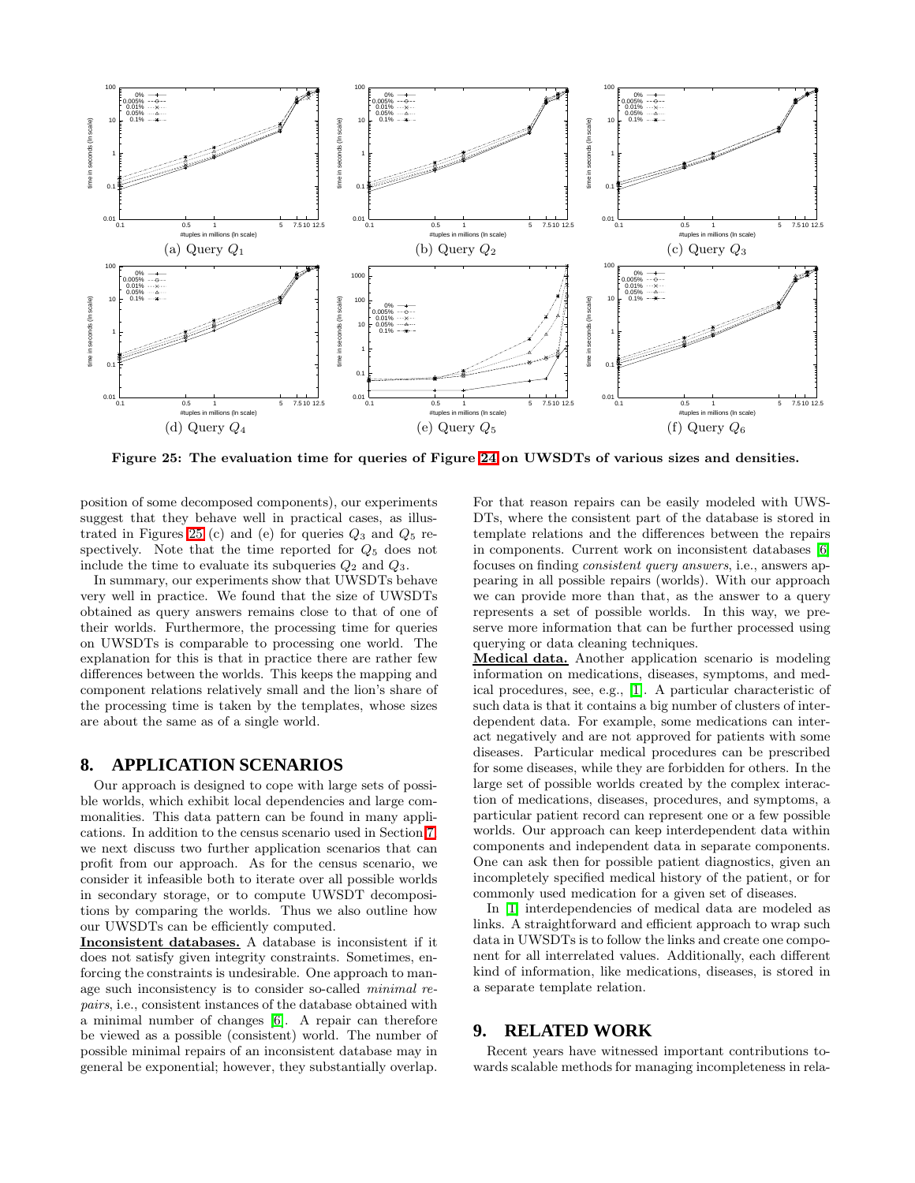(a) Query $Q_1$

(b) Query $Q_2$

(c) Query $Q_3$

(d) Query $Q_4$

(e) Query $Q_5$

(f) Query $Q_6$

**Figure 25: The evaluation time for queries of Figure 24 on UWSDTs of various sizes and densities.**

position of some decomposed components), our experiments suggest that they behave well in practical cases, as illustrated in Figures 25 (c) and (e) for queries $Q_3$ and $Q_5$ respectively. Note that the time reported for $Q_5$ does not include the time to evaluate its subqueries $Q_2$ and $Q_3$.

In summary, our experiments show that UWSDTs behave very well in practice. We found that the size of UWSDTs obtained as query answers remains close to that of one of their worlds. Furthermore, the processing time for queries on UWSDTs is comparable to processing one world. The explanation for this is that in practice there are rather few differences between the worlds. This keeps the mapping and component relations relatively small and the lion's share of the processing time is taken by the templates, whose sizes are about the same as of a single world.

## 8. APPLICATION SCENARIOS

Our approach is designed to cope with large sets of possible worlds, which exhibit local dependencies and large commonalities. This data pattern can be found in many applications. In addition to the census scenario used in Section 7 we next discuss two further application scenarios that can profit from our approach. As for the census scenario, we consider it infeasible both to iterate over all possible worlds in secondary storage, or to compute UWSDT decompositions by comparing the worlds. Thus we also outline how our UWSDTs can be efficiently computed.

**Inconsistent databases.** A database is inconsistent if it does not satisfy given integrity constraints. Sometimes, enforcing the constraints is undesirable. One approach to manage such inconsistency is to consider so-called *minimal repairs*, i.e., consistent instances of the database obtained with a minimal number of changes [6]. A repair can therefore be viewed as a possible (consistent) world. The number of possible minimal repairs of an inconsistent database may in general be exponential; however, they substantially overlap. For that reason repairs can be easily modeled with UWSDTs, where the consistent part of the database is stored in template relations and the differences between the repairs in components. Current work on inconsistent databases [6] focuses on finding *consistent query answers*, i.e., answers appearing in all possible repairs (worlds). With our approach we can provide more than that, as the answer to a query represents a set of possible worlds. In this way, we preserve more information that can be further processed using querying or data cleaning techniques.

**Medical data.** Another application scenario is modeling information on medications, diseases, symptoms, and medical procedures, see, e.g., [1]. A particular characteristic of such data is that it contains a big number of clusters of interdependent data. For example, some medications can interact negatively and are not approved for patients with some diseases. Particular medical procedures can be prescribed for some diseases, while they are forbidden for others. In the large set of possible worlds created by the complex interaction of medications, diseases, procedures, and symptoms, a particular patient record can represent one or a few possible worlds. Our approach can keep interdependent data within components and independent data in separate components. One can ask then for possible patient diagnostics, given an incompletely specified medical history of the patient, or for commonly used medication for a given set of diseases.

In [1] interdependencies of medical data are modeled as links. A straightforward and efficient approach to wrap such data in UWSDTs is to follow the links and create one component for all interrelated values. Additionally, each different kind of information, like medications, diseases, is stored in a separate template relation.

## 9. RELATED WORK

Recent years have witnessed important contributions towards scalable methods for managing incompleteness in rela-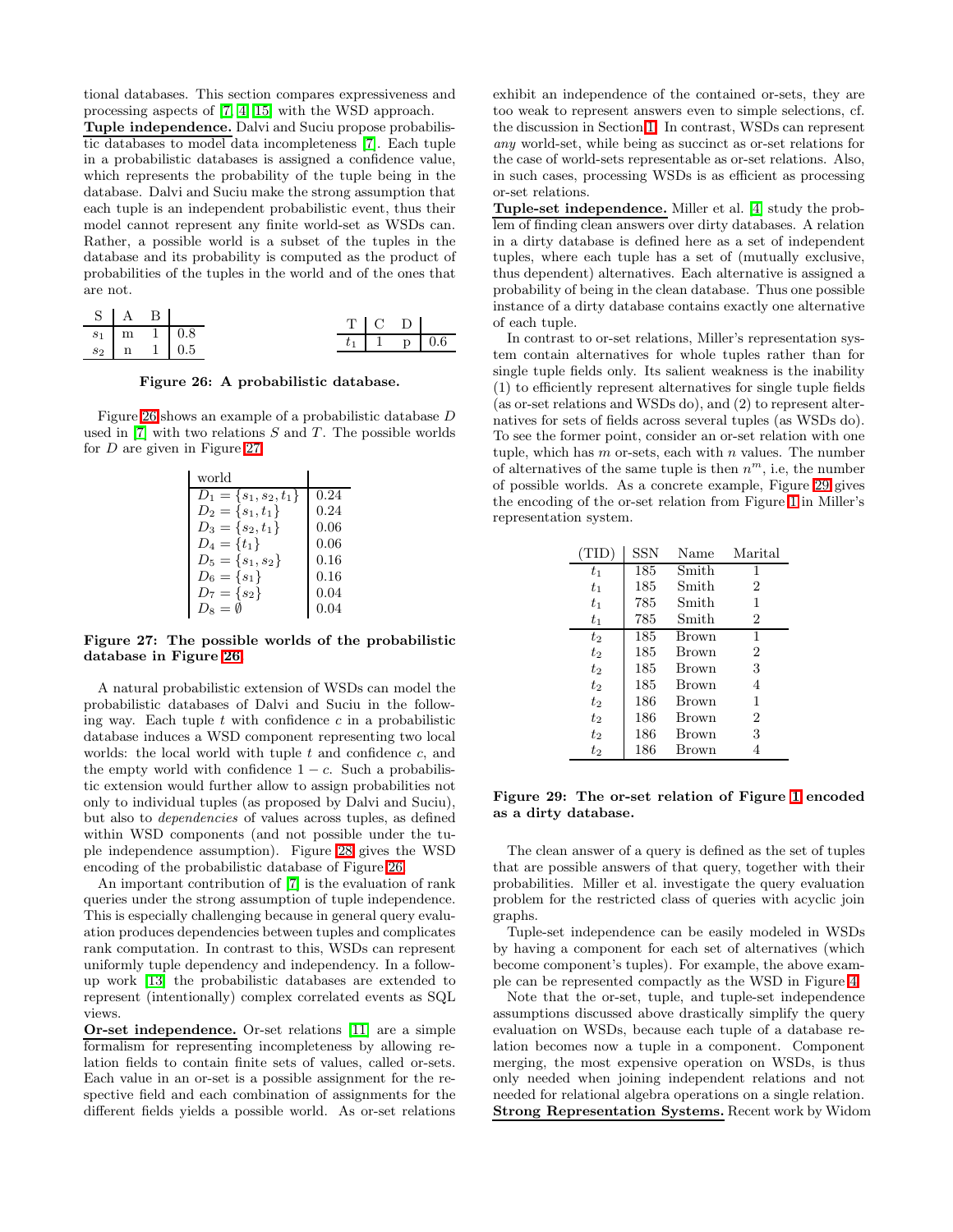tional databases. This section compares expressiveness and processing aspects of [7, 4, 15] with the WSD approach.

**Tuple independence.** Dalvi and Suciu propose probabilistic databases to model data incompleteness [7]. Each tuple in a probabilistic databases is assigned a confidence value, which represents the probability of the tuple being in the database. Dalvi and Suciu make the strong assumption that each tuple is an independent probabilistic event, thus their model cannot represent any finite world-set as WSDs can. Rather, a possible world is a subset of the tuples in the database and its probability is computed as the product of probabilities of the tuples in the world and of the ones that are not.

| S | A | B | |
|---|---|---|---|
| $s_1$ | m | 1 | 0.8 |
| $s_2$ | n | 1 | 0.5 |

| T | C | D | |
|---|---|---|---|
| $t_1$ | 1 | p | 0.6 |

**Figure 26: A probabilistic database.**

Figure 26 shows an example of a probabilistic database $D$ used in [7] with two relations $S$ and $T$. The possible worlds for $D$ are given in Figure 27.

| world | |
|---|---|
| $D_1 = \{s_1, s_2, t_1\}$ | 0.24 |
| $D_2 = \{s_1, t_1\}$ | 0.24 |
| $D_3 = \{s_2, t_1\}$ | 0.06 |
| $D_4 = \{t_1\}$ | 0.06 |
| $D_5 = \{s_1, s_2\}$ | 0.16 |
| $D_6 = \{s_1\}$ | 0.16 |
| $D_7 = \{s_2\}$ | 0.04 |
| $D_8 = \emptyset$ | 0.04 |

**Figure 27: The possible worlds of the probabilistic database in Figure 26.**

A natural probabilistic extension of WSDs can model the probabilistic databases of Dalvi and Suciu in the following way. Each tuple $t$ with confidence $c$ in a probabilistic database induces a WSD component representing two local worlds: the local world with tuple $t$ and confidence $c$, and the empty world with confidence $1 - c$. Such a probabilistic extension would further allow to assign probabilities not only to individual tuples (as proposed by Dalvi and Suciu), but also to *dependencies* of values across tuples, as defined within WSD components (and not possible under the tuple independence assumption). Figure 28 gives the WSD encoding of the probabilistic database of Figure 26.

An important contribution of [7] is the evaluation of rank queries under the strong assumption of tuple independence. This is especially challenging because in general query evaluation produces dependencies between tuples and complicates rank computation. In contrast to this, WSDs can represent uniformly tuple dependency and independency. In a follow-up work [13] the probabilistic databases are extended to represent (intentionally) complex correlated events as SQL views.

**Or-set independence.** Or-set relations [11] are a simple formalism for representing incompleteness by allowing relation fields to contain finite sets of values, called or-sets. Each value in an or-set is a possible assignment for the respective field and each combination of assignments for the different fields yields a possible world. As or-set relations exhibit an independence of the contained or-sets, they are too weak to represent answers even to simple selections, cf. the discussion in Section 1. In contrast, WSDs can represent *any* world-set, while being as succinct as or-set relations for the case of world-sets representable as or-set relations. Also, in such cases, processing WSDs is as efficient as processing or-set relations.

**Tuple-set independence.** Miller et al. [4] study the problem of finding clean answers over dirty databases. A relation in a dirty database is defined here as a set of independent tuples, where each tuple has a set of (mutually exclusive, thus dependent) alternatives. Each alternative is assigned a probability of being in the clean database. Thus one possible instance of a dirty database contains exactly one alternative of each tuple.

In contrast to or-set relations, Miller's representation system contain alternatives for whole tuples rather than for single tuple fields only. Its salient weakness is the inability (1) to efficiently represent alternatives for single tuple fields (as or-set relations and WSDs do), and (2) to represent alternatives for sets of fields across several tuples (as WSDs do). To see the former point, consider an or-set relation with one tuple, which has $m$ or-sets, each with $n$ values. The number of alternatives of the same tuple is then $n^m$, i.e, the number of possible worlds. As a concrete example, Figure 29 gives the encoding of the or-set relation from Figure 1 in Miller's representation system.

| (TID) | SSN | Name | Marital |
|---|---|---|---|
| $t_1$ | 185 | Smith | 1 |
| $t_1$ | 185 | Smith | 2 |
| $t_1$ | 785 | Smith | 1 |
| $t_1$ | 785 | Smith | 2 |
| $t_2$ | 185 | Brown | 1 |
| $t_2$ | 185 | Brown | 2 |
| $t_2$ | 185 | Brown | 3 |
| $t_2$ | 185 | Brown | 4 |
| $t_2$ | 186 | Brown | 1 |
| $t_2$ | 186 | Brown | 2 |
| $t_2$ | 186 | Brown | 3 |
| $t_2$ | 186 | Brown | 4 |

**Figure 29: The or-set relation of Figure 1 encoded as a dirty database.**

The clean answer of a query is defined as the set of tuples that are possible answers of that query, together with their probabilities. Miller et al. investigate the query evaluation problem for the restricted class of queries with acyclic join graphs.

Tuple-set independence can be easily modeled in WSDs by having a component for each set of alternatives (which become component's tuples). For example, the above example can be represented compactly as the WSD in Figure 4.

Note that the or-set, tuple, and tuple-set independence assumptions discussed above drastically simplify the query evaluation on WSDs, because each tuple of a database relation becomes now a tuple in a component. Component merging, the most expensive operation on WSDs, is thus only needed when joining independent relations and not needed for relational algebra operations on a single relation.

**Strong Representation Systems.** Recent work by Widom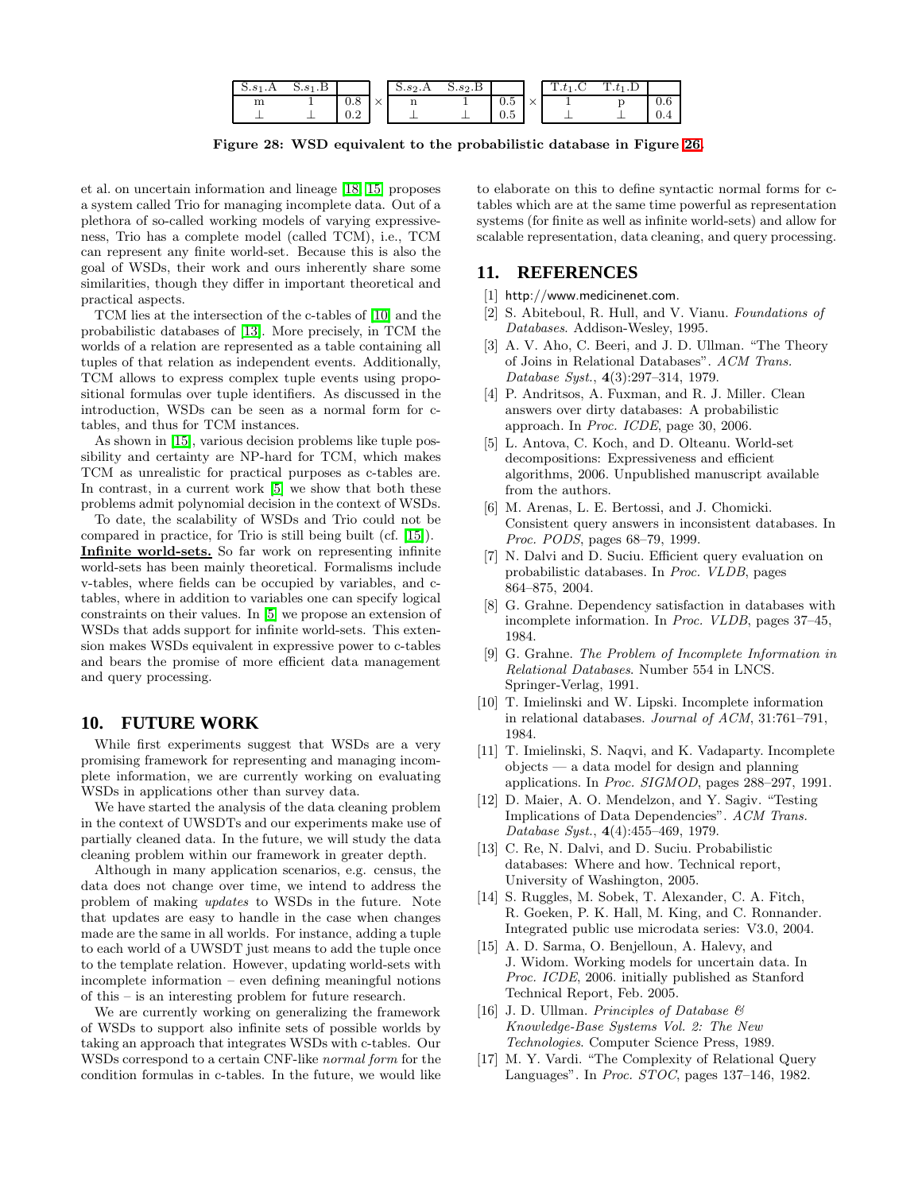| $S.s_1.A$ | $S.s_1.B$ | | × | $S.s_2.A$ | $S.s_2.B$ | | × | $T.t_1.C$ | $T.t_1.D$ | |
|---|---|---|---|---|---|---|---|---|---|---|
| m | 1 | 0.8 | | n | 1 | 0.5 | | 1 | p | 0.6 |
| ⊥ | ⊥ | 0.2 | | ⊥ | ⊥ | 0.5 | | ⊥ | ⊥ | 0.4 |

**Figure 28: WSD equivalent to the probabilistic database in Figure 26.**

et al. on uncertain information and lineage [18, 15] proposes a system called Trio for managing incomplete data. Out of a plethora of so-called working models of varying expressiveness, Trio has a complete model (called TCM), i.e., TCM can represent any finite world-set. Because this is also the goal of WSDs, their work and ours inherently share some similarities, though they differ in important theoretical and practical aspects.

TCM lies at the intersection of the c-tables of [10] and the probabilistic databases of [13]. More precisely, in TCM the worlds of a relation are represented as a table containing all tuples of that relation as independent events. Additionally, TCM allows to express complex tuple events using propositional formulas over tuple identifiers. As discussed in the introduction, WSDs can be seen as a normal form for c-tables, and thus for TCM instances.

As shown in [15], various decision problems like tuple possibility and certainty are NP-hard for TCM, which makes TCM as unrealistic for practical purposes as c-tables are. In contrast, in a current work [5] we show that both these problems admit polynomial decision in the context of WSDs.

To date, the scalability of WSDs and Trio could not be compared in practice, for Trio is still being built (cf. [15]).

**Infinite world-sets.** So far work on representing infinite world-sets has been mainly theoretical. Formalisms include v-tables, where fields can be occupied by variables, and c-tables, where in addition to variables one can specify logical constraints on their values. In [5] we propose an extension of WSDs that adds support for infinite world-sets. This extension makes WSDs equivalent in expressive power to c-tables and bears the promise of more efficient data management and query processing.

## 10. FUTURE WORK

While first experiments suggest that WSDs are a very promising framework for representing and managing incomplete information, we are currently working on evaluating WSDs in applications other than survey data.

We have started the analysis of the data cleaning problem in the context of UWSDTs and our experiments make use of partially cleaned data. In the future, we will study the data cleaning problem within our framework in greater depth.

Although in many application scenarios, e.g. census, the data does not change over time, we intend to address the problem of making *updates* to WSDs in the future. Note that updates are easy to handle in the case when changes made are the same in all worlds. For instance, adding a tuple to each world of a UWSDT just means to add the tuple once to the template relation. However, updating world-sets with incomplete information – even defining meaningful notions of this – is an interesting problem for future research.

We are currently working on generalizing the framework of WSDs to support also infinite sets of possible worlds by taking an approach that integrates WSDs with c-tables. Our WSDs correspond to a certain CNF-like *normal form* for the condition formulas in c-tables. In the future, we would like to elaborate on this to define syntactic normal forms for c-tables which are at the same time powerful as representation systems (for finite as well as infinite world-sets) and allow for scalable representation, data cleaning, and query processing.

## 11. REFERENCES

[1] http://www.medicinenet.com.

[2] S. Abiteboul, R. Hull, and V. Vianu. *Foundations of Databases*. Addison-Wesley, 1995.

[3] A. V. Aho, C. Beeri, and J. D. Ullman. "The Theory of Joins in Relational Databases". *ACM Trans. Database Syst.*, **4**(3):297–314, 1979.

[4] P. Andritsos, A. Fuxman, and R. J. Miller. Clean answers over dirty databases: A probabilistic approach. In *Proc. ICDE*, page 30, 2006.

[5] L. Antova, C. Koch, and D. Olteanu. World-set decompositions: Expressiveness and efficient algorithms, 2006. Unpublished manuscript available from the authors.

[6] M. Arenas, L. E. Bertossi, and J. Chomicki. Consistent query answers in inconsistent databases. In *Proc. PODS*, pages 68–79, 1999.

[7] N. Dalvi and D. Suciu. Efficient query evaluation on probabilistic databases. In *Proc. VLDB*, pages 864–875, 2004.

[8] G. Grahne. Dependency satisfaction in databases with incomplete information. In *Proc. VLDB*, pages 37–45, 1984.

[9] G. Grahne. *The Problem of Incomplete Information in Relational Databases*. Number 554 in LNCS. Springer-Verlag, 1991.

[10] T. Imielinski and W. Lipski. Incomplete information in relational databases. *Journal of ACM*, 31:761–791, 1984.

[11] T. Imielinski, S. Naqvi, and K. Vadaparty. Incomplete objects — a data model for design and planning applications. In *Proc. SIGMOD*, pages 288–297, 1991.

[12] D. Maier, A. O. Mendelzon, and Y. Sagiv. "Testing Implications of Data Dependencies". *ACM Trans. Database Syst.*, **4**(4):455–469, 1979.

[13] C. Re, N. Dalvi, and D. Suciu. Probabilistic databases: Where and how. Technical report, University of Washington, 2005.

[14] S. Ruggles, M. Sobek, T. Alexander, C. A. Fitch, R. Goeken, P. K. Hall, M. King, and C. Ronnander. Integrated public use microdata series: V3.0, 2004.

[15] A. D. Sarma, O. Benjelloun, A. Halevy, and J. Widom. Working models for uncertain data. In *Proc. ICDE*, 2006. initially published as Stanford Technical Report, Feb. 2005.

[16] J. D. Ullman. *Principles of Database & Knowledge-Base Systems Vol. 2: The New Technologies*. Computer Science Press, 1989.

[17] M. Y. Vardi. "The Complexity of Relational Query Languages". In *Proc. STOC*, pages 137–146, 1982.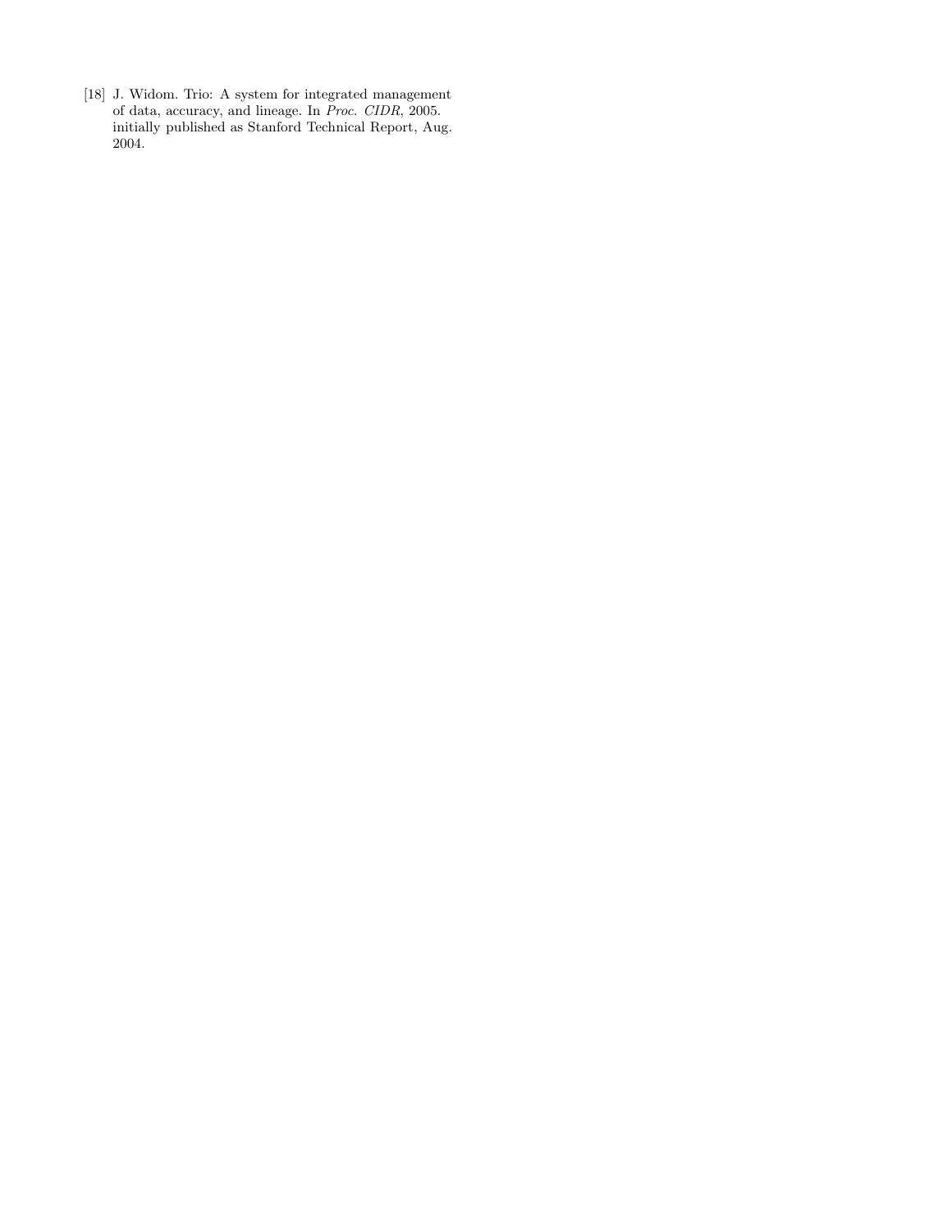[18] J. Widom. Trio: A system for integrated management of data, accuracy, and lineage. In *Proc. CIDR*, 2005. initially published as Stanford Technical Report, Aug. 2004.